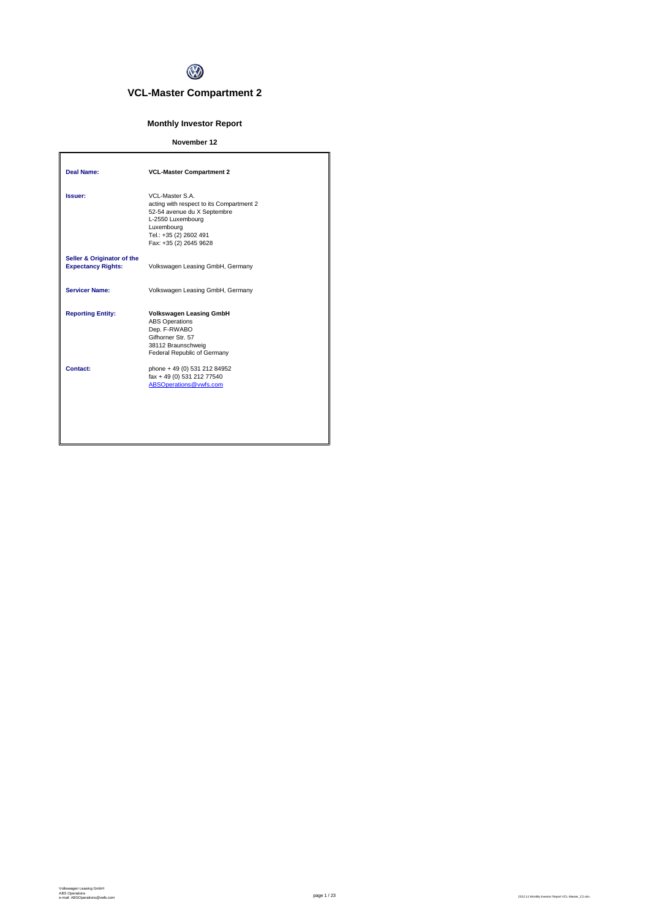# VCL-Master Compartment 2

## Monthly Investor Report

**November 12**

| | |
|---|---|
| **Deal Name:** | **VCL-Master Compartment 2** |
| **Issuer:** | VCL-Master S.A.<br>acting with respect to its Compartment 2<br>52-54 avenue du X Septembre<br>L-2550 Luxembourg<br>Luxembourg<br>Tel.: +35 (2) 2602 491<br>Fax: +35 (2) 2645 9628 |
| **Seller & Originator of the Expectancy Rights:** | Volkswagen Leasing GmbH, Germany |
| **Servicer Name:** | Volkswagen Leasing GmbH, Germany |
| **Reporting Entity:** | **Volkswagen Leasing GmbH**<br>ABS Operations<br>Dep. F-RWABO<br>Gifhorner Str. 57<br>38112 Braunschweig<br>Federal Republic of Germany |
| **Contact:** | phone + 49 (0) 531 212 84952<br>fax + 49 (0) 531 212 77540<br>ABSOperations@vwfs.com |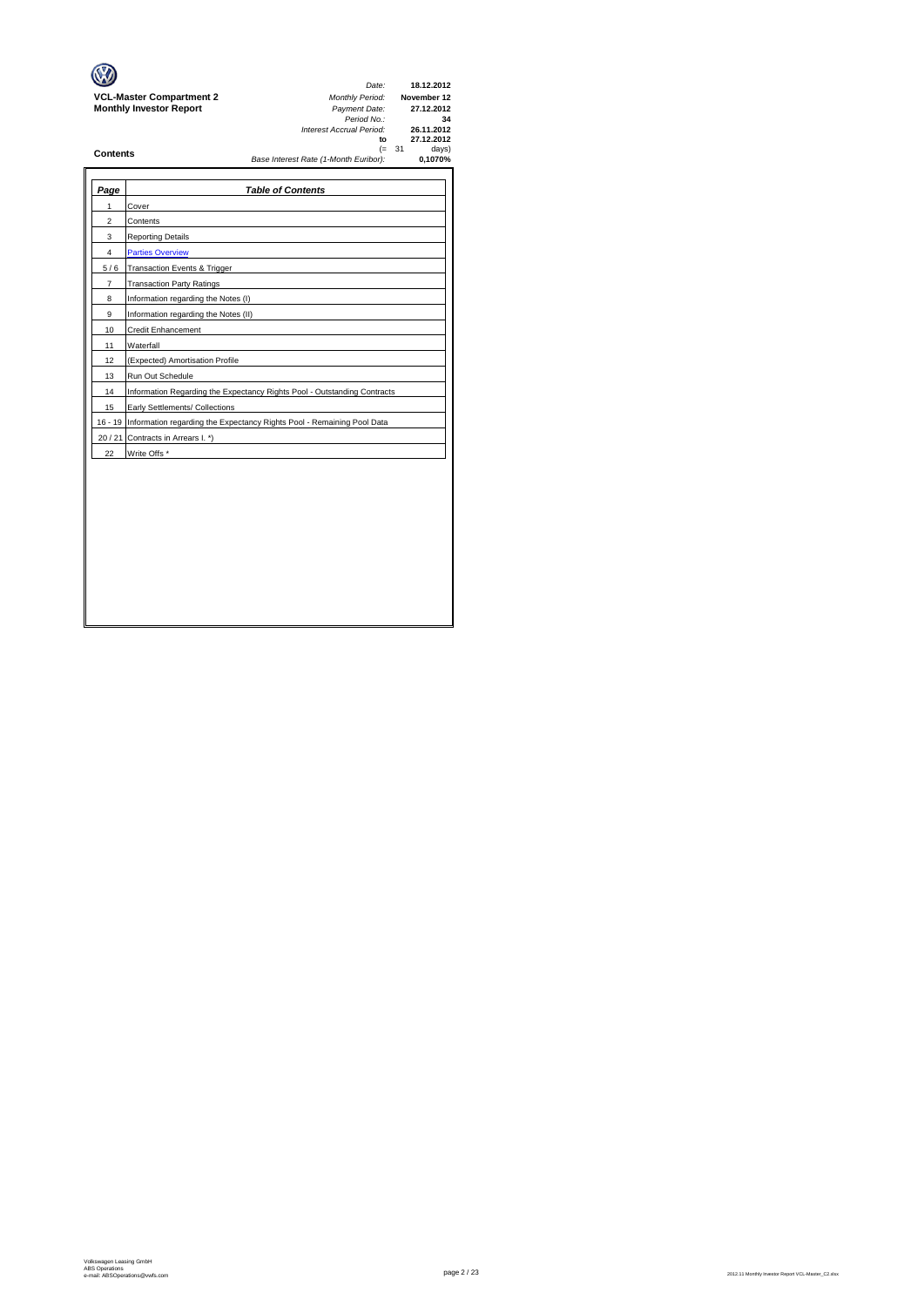**VCL-Master Compartment 2**
**Monthly Investor Report**

| | |
|---|---|
| *Date:* | **18.12.2012** |
| *Monthly Period:* | **November 12** |
| *Payment Date:* | **27.12.2012** |
| *Period No.:* | **34** |
| *Interest Accrual Period:* | **26.11.2012** |
| **to** | **27.12.2012** |
| (= | 31 days) |
| *Base Interest Rate (1-Month Euribor):* | **0,1070%** |

## Contents

| *Page* | *Table of Contents* |
|---|---|
| 1 | Cover |
| 2 | Contents |
| 3 | Reporting Details |
| 4 | Parties Overview |
| 5 / 6 | Transaction Events & Trigger |
| 7 | Transaction Party Ratings |
| 8 | Information regarding the Notes (I) |
| 9 | Information regarding the Notes (II) |
| 10 | Credit Enhancement |
| 11 | Waterfall |
| 12 | (Expected) Amortisation Profile |
| 13 | Run Out Schedule |
| 14 | Information Regarding the Expectancy Rights Pool - Outstanding Contracts |
| 15 | Early Settlements/ Collections |
| 16 - 19 | Information regarding the Expectancy Rights Pool - Remaining Pool Data |
| 20 / 21 | Contracts in Arrears I. *) |
| 22 | Write Offs * |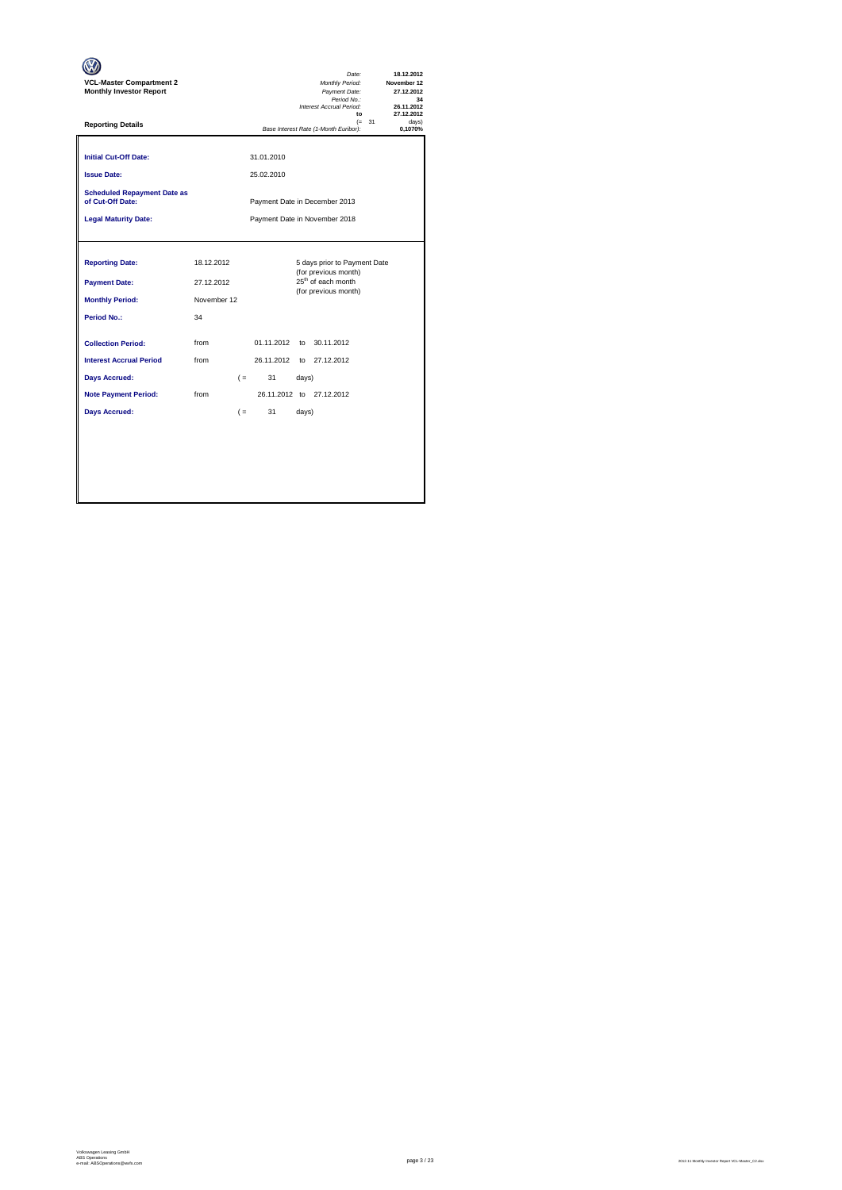**VCL-Master Compartment 2**
**Monthly Investor Report**

| | |
|---|---|
| *Date:* | **18.12.2012** |
| *Monthly Period:* | **November 12** |
| *Payment Date:* | **27.12.2012** |
| *Period No.:* | **34** |
| *Interest Accrual Period:* | **26.11.2012** |
| **to** | **27.12.2012** |
| (= 31 | days) |
| *Base Interest Rate (1-Month Euribor):* | **0,1070%** |

**Reporting Details**

| | | |
|---|---|---|
| **Initial Cut-Off Date:** | | 31.01.2010 |
| **Issue Date:** | | 25.02.2010 |
| **Scheduled Repayment Date as of Cut-Off Date:** | | Payment Date in December 2013 |
| **Legal Maturity Date:** | | Payment Date in November 2018 |

| | | | | | |
|---|---|---|---|---|---|
| **Reporting Date:** | 18.12.2012 | | 5 days prior to Payment Date (for previous month) | | |
| **Payment Date:** | 27.12.2012 | | 25th of each month (for previous month) | | |
| **Monthly Period:** | November 12 | | | | |
| **Period No.:** | 34 | | | | |
| **Collection Period:** | from | | 01.11.2012 | to | 30.11.2012 |
| **Interest Accrual Period** | from | | 26.11.2012 | to | 27.12.2012 |
| **Days Accrued:** | | ( = | 31 | days) | |
| **Note Payment Period:** | from | | 26.11.2012 | to | 27.12.2012 |
| **Days Accrued:** | | ( = | 31 | days) | |

Volkswagen Leasing GmbH
ABS Operations
e-mail: ABSOperations@vwfs.com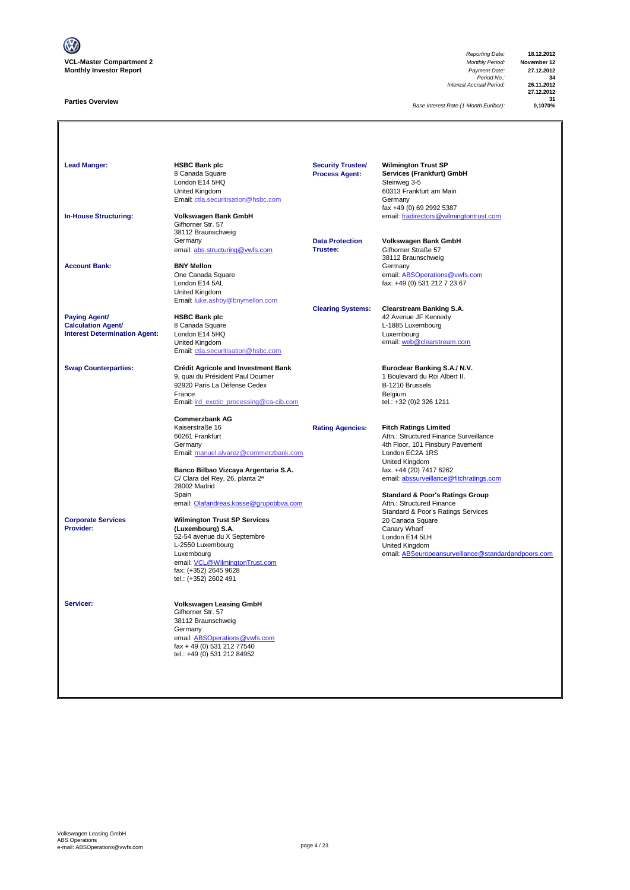**VCL-Master Compartment 2**
**Monthly Investor Report**

| | |
|---|---|
| *Reporting Date:* | **18.12.2012** |
| *Monthly Period:* | **November 12** |
| *Payment Date:* | **27.12.2012** |
| *Period No.:* | **34** |
| *Interest Accrual Period:* | **26.11.2012** |
| | **27.12.2012** |
| | **31** |
| *Base Interest Rate (1-Month Euribor):* | **0,1070%** |

## Parties Overview

**Lead Manger:**
**HSBC Bank plc**
8 Canada Square
London E14 5HQ
United Kingdom
Email: ctla.securitisation@hsbc.com

**In-House Structuring:**
**Volkswagen Bank GmbH**
Gifhorner Str. 57
38112 Braunschweig
Germany
email: abs.structuring@vwfs.com

**Account Bank:**
**BNY Mellon**
One Canada Square
London E14 5AL
United Kingdom
Email: luke.ashby@bnymellon.com

**Paying Agent/ Calculation Agent/ Interest Determination Agent:**
**HSBC Bank plc**
8 Canada Square
London E14 5HQ
United Kingdom
Email: ctla.securitisation@hsbc.com

**Swap Counterparties:**
**Crédit Agricole and Investment Bank**
9, quai du Président Paul Doumer
92920 Paris La Défense Cedex
France
Email: irg_exotic_processing@ca-cib.com

**Commerzbank AG**
Kaiserstraße 16
60261 Frankfurt
Germany
Email: manuel.alvarez@commerzbank.com

**Banco Bilbao Vizcaya Argentaria S.A.**
C/ Clara del Rey, 26, planta 2ª
28002 Madrid
Spain
email: Olafandreas.kosse@grupobbva.com

**Corporate Services Provider:**
**Wilmington Trust SP Services (Luxembourg) S.A.**
52-54 avenue du X Septembre
L-2550 Luxembourg
Luxembourg
email: VCL@WilmingtonTrust.com
fax: (+352) 2645 9628
tel.: (+352) 2602 491

**Servicer:**
**Volkswagen Leasing GmbH**
Gifhorner Str. 57
38112 Braunschweig
Germany
email: ABSOperations@vwfs.com
fax + 49 (0) 531 212 77540
tel.: +49 (0) 531 212 84952

**Security Trustee/ Process Agent:**
**Wilmington Trust SP Services (Frankfurt) GmbH**
Steinweg 3-5
60313 Frankfurt am Main
Germany
fax +49 (0) 69 2992 5387
email: fradirectors@wilmingtontrust.com

**Data Protection Trustee:**
**Volkswagen Bank GmbH**
Gifhorner Straße 57
38112 Braunschweig
Germany
email: ABSOperations@vwfs.com
fax: +49 (0) 531 212 7 23 67

**Clearing Systems:**
**Clearstream Banking S.A.**
42 Avenue JF Kennedy
L-1885 Luxembourg
Luxembourg
email: web@clearstream.com

**Euroclear Banking S.A./ N.V.**
1 Boulevard du Roi Albert II.
B-1210 Brussels
Belgium
tel.: +32 (0)2 326 1211

**Rating Agencies:**
**Fitch Ratings Limited**
Attn.: Structured Finance Surveillance
4th Floor, 101 Finsbury Pavement
London EC2A 1RS
United Kingdom
fax. +44 (20) 7417 6262
email: abssurveillance@fitchratings.com

**Standard & Poor's Ratings Group**
Attn.: Structured Finance
Standard & Poor's Ratings Services
20 Canada Square
Canary Wharf
London E14 5LH
United Kingdom
email: ABSeuropeansurveillance@standardandpoors.com

Volkswagen Leasing GmbH
ABS Operations
e-mail: ABSOperations@vwfs.com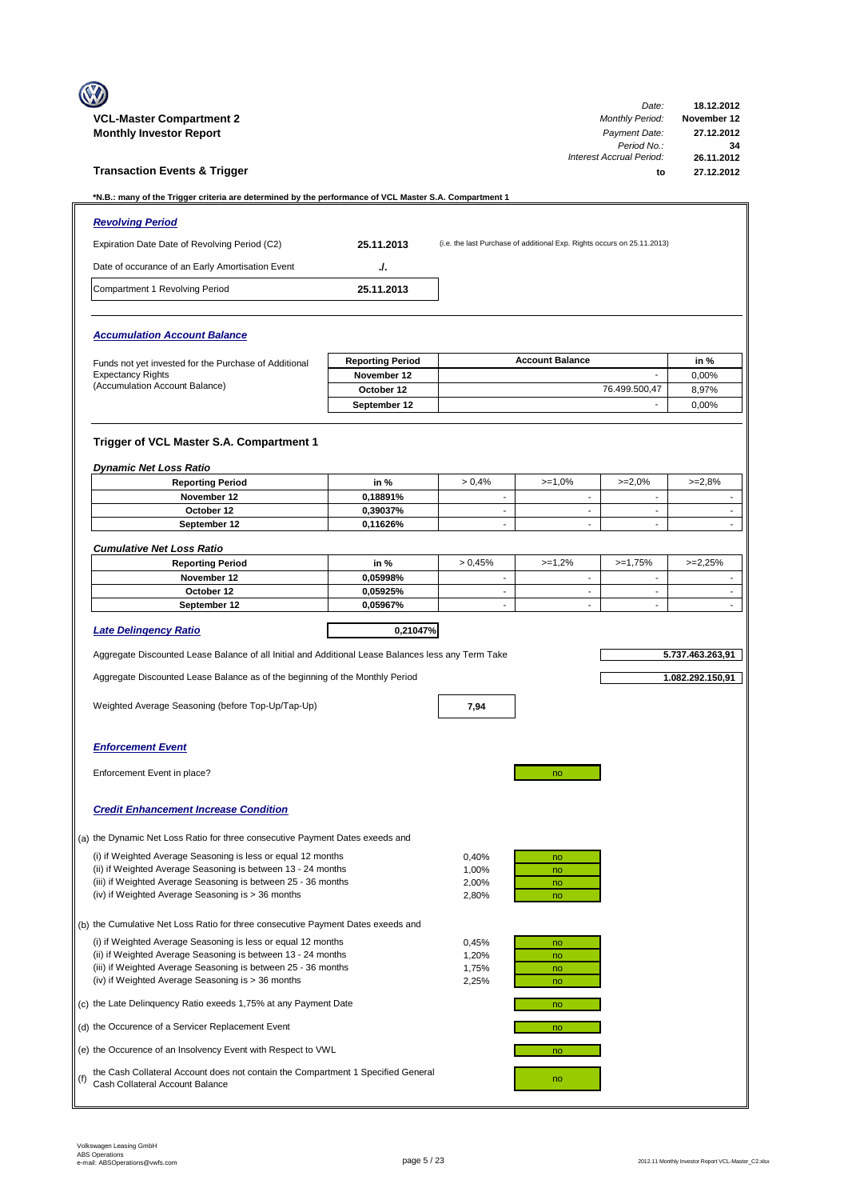**VCL-Master Compartment 2**
**Monthly Investor Report**

| | |
|---|---|
| *Date:* | **18.12.2012** |
| *Monthly Period:* | **November 12** |
| *Payment Date:* | **27.12.2012** |
| *Period No.:* | **34** |
| *Interest Accrual Period:* | **26.11.2012** |
| **to** | **27.12.2012** |

## Transaction Events & Trigger

***N.B.: many of the Trigger criteria are determined by the performance of VCL Master S.A. Compartment 1**

### *Revolving Period*

| | | |
|---|---|---|
| Expiration Date Date of Revolving Period (C2) | **25.11.2013** | (i.e. the last Purchase of additional Exp. Rights occurs on 25.11.2013) |
| Date of occurance of an Early Amortisation Event | **./.** | |
| Compartment 1 Revolving Period | **25.11.2013** | |

### *Accumulation Account Balance*

Funds not yet invested for the Purchase of Additional Expectancy Rights (Accumulation Account Balance)

| Reporting Period | Account Balance | in % |
|---|---|---|
| **November 12** | - | 0,00% |
| **October 12** | 76.499.500,47 | 8,97% |
| **September 12** | - | 0,00% |

### Trigger of VCL Master S.A. Compartment 1

*Dynamic Net Loss Ratio*

| Reporting Period | in % | > 0,4% | >=1,0% | >=2,0% | >=2,8% |
|---|---|---|---|---|---|
| **November 12** | **0,18891%** | - | - | - | - |
| **October 12** | **0,39037%** | - | - | - | - |
| **September 12** | **0,11626%** | - | - | - | - |

*Cumulative Net Loss Ratio*

| Reporting Period | in % | > 0,45% | >=1,2% | >=1,75% | >=2,25% |
|---|---|---|---|---|---|
| **November 12** | **0,05998%** | - | - | - | - |
| **October 12** | **0,05925%** | - | - | - | - |
| **September 12** | **0,05967%** | - | - | - | - |

***Late Delinqency Ratio*** **0,21047%**

Aggregate Discounted Lease Balance of all Initial and Additional Lease Balances less any Term Take **5.737.463.263,91**

Aggregate Discounted Lease Balance as of the beginning of the Monthly Period **1.082.292.150,91**

Weighted Average Seasoning (before Top-Up/Tap-Up) **7,94**

### *Enforcement Event*

Enforcement Event in place? no

### *Credit Enhancement Increase Condition*

(a) the Dynamic Net Loss Ratio for three consecutive Payment Dates exeeds and

| | | |
|---|---|---|
| (i) if Weighted Average Seasoning is less or equal 12 months | 0,40% | no |
| (ii) if Weighted Average Seasoning is between 13 - 24 months | 1,00% | no |
| (iii) if Weighted Average Seasoning is between 25 - 36 months | 2,00% | no |
| (iv) if Weighted Average Seasoning is > 36 months | 2,80% | no |

(b) the Cumulative Net Loss Ratio for three consecutive Payment Dates exeeds and

| | | |
|---|---|---|
| (i) if Weighted Average Seasoning is less or equal 12 months | 0,45% | no |
| (ii) if Weighted Average Seasoning is between 13 - 24 months | 1,20% | no |
| (iii) if Weighted Average Seasoning is between 25 - 36 months | 1,75% | no |
| (iv) if Weighted Average Seasoning is > 36 months | 2,25% | no |

(c) the Late Delinquency Ratio exeeds 1,75% at any Payment Date — no

(d) the Occurence of a Servicer Replacement Event — no

(e) the Occurence of an Insolvency Event with Respect to VWL — no

(f) the Cash Collateral Account does not contain the Compartment 1 Specified General Cash Collateral Account Balance — no

Volkswagen Leasing GmbH
ABS Operations
e-mail: ABSOperations@vwfs.com

2012.11 Monthly Investor Report VCL-Master_C2.xlsx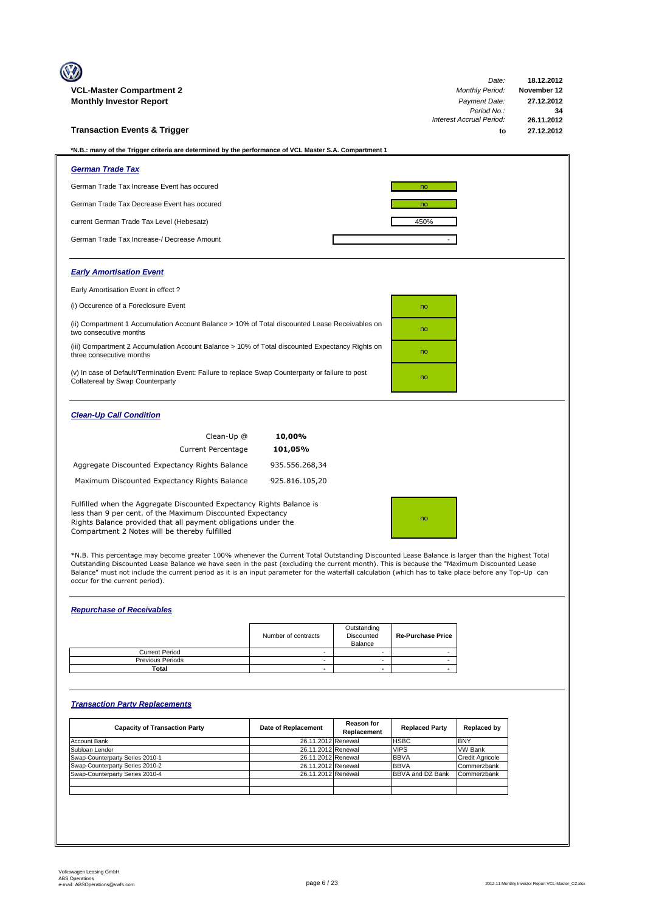**VCL-Master Compartment 2**
**Monthly Investor Report**

| | |
|---|---|
| *Date:* | **18.12.2012** |
| *Monthly Period:* | **November 12** |
| *Payment Date:* | **27.12.2012** |
| *Period No.:* | **34** |
| *Interest Accrual Period:* | **26.11.2012** |
| **to** | **27.12.2012** |

## Transaction Events & Trigger

**\*N.B.: many of the Trigger criteria are determined by the performance of VCL Master S.A. Compartment 1**

### *German Trade Tax*

| | |
|---|---|
| German Trade Tax Increase Event has occured | no |
| German Trade Tax Decrease Event has occured | no |
| current German Trade Tax Level (Hebesatz) | 450% |
| German Trade Tax Increase-/ Decrease Amount | - |

### *Early Amortisation Event*

Early Amortisation Event in effect ?

| | |
|---|---|
| (i) Occurence of a Foreclosure Event | no |
| (ii) Compartment 1 Accumulation Account Balance > 10% of Total discounted Lease Receivables on two consecutive months | no |
| (iii) Compartment 2 Accumulation Account Balance > 10% of Total discounted Expectancy Rights on three consecutive months | no |
| (v) In case of Default/Termination Event: Failure to replace Swap Counterparty or failure to post Collatereal by Swap Counterparty | no |

### *Clean-Up Call Condition*

| | |
|---|---|
| Clean-Up @ | **10,00%** |
| Current Percentage | **101,05%** |
| Aggregate Discounted Expectancy Rights Balance | 935.556.268,34 |
| Maximum Discounted Expectancy Rights Balance | 925.816.105,20 |

| | |
|---|---|
| Fulfilled when the Aggregate Discounted Expectancy Rights Balance is less than 9 per cent. of the Maximum Discounted Expectancy Rights Balance provided that all payment obligations under the Compartment 2 Notes will be thereby fulfilled | no |

\*N.B. This percentage may become greater 100% whenever the Current Total Outstanding Discounted Lease Balance is larger than the highest Total Outstanding Discounted Lease Balance we have seen in the past (excluding the current month). This is because the "Maximum Discounted Lease Balance" must not include the current period as it is an input parameter for the waterfall calculation (which has to take place before any Top-Up can occur for the current period).

### *Repurchase of Receivables*

| | Number of contracts | Outstanding Discounted Balance | Re-Purchase Price |
|---|---|---|---|
| Current Period | - | - | - |
| Previous Periods | - | - | - |
| **Total** | **-** | **-** | **-** |

### *Transaction Party Replacements*

| Capacity of Transaction Party | Date of Replacement | Reason for Replacement | Replaced Party | Replaced by |
|---|---|---|---|---|
| Account Bank | 26.11.2012 | Renewal | HSBC | BNY |
| Subloan Lender | 26.11.2012 | Renewal | VIPS | VW Bank |
| Swap-Counterparty Series 2010-1 | 26.11.2012 | Renewal | BBVA | Credit Agricole |
| Swap-Counterparty Series 2010-2 | 26.11.2012 | Renewal | BBVA | Commerzbank |
| Swap-Counterparty Series 2010-4 | 26.11.2012 | Renewal | BBVA and DZ Bank | Commerzbank |
| | | | | |
| | | | | |

Volkswagen Leasing GmbH
ABS Operations
e-mail: ABSOperations@vwfs.com

2012.11 Monthly Investor Report VCL-Master_C2.xlsx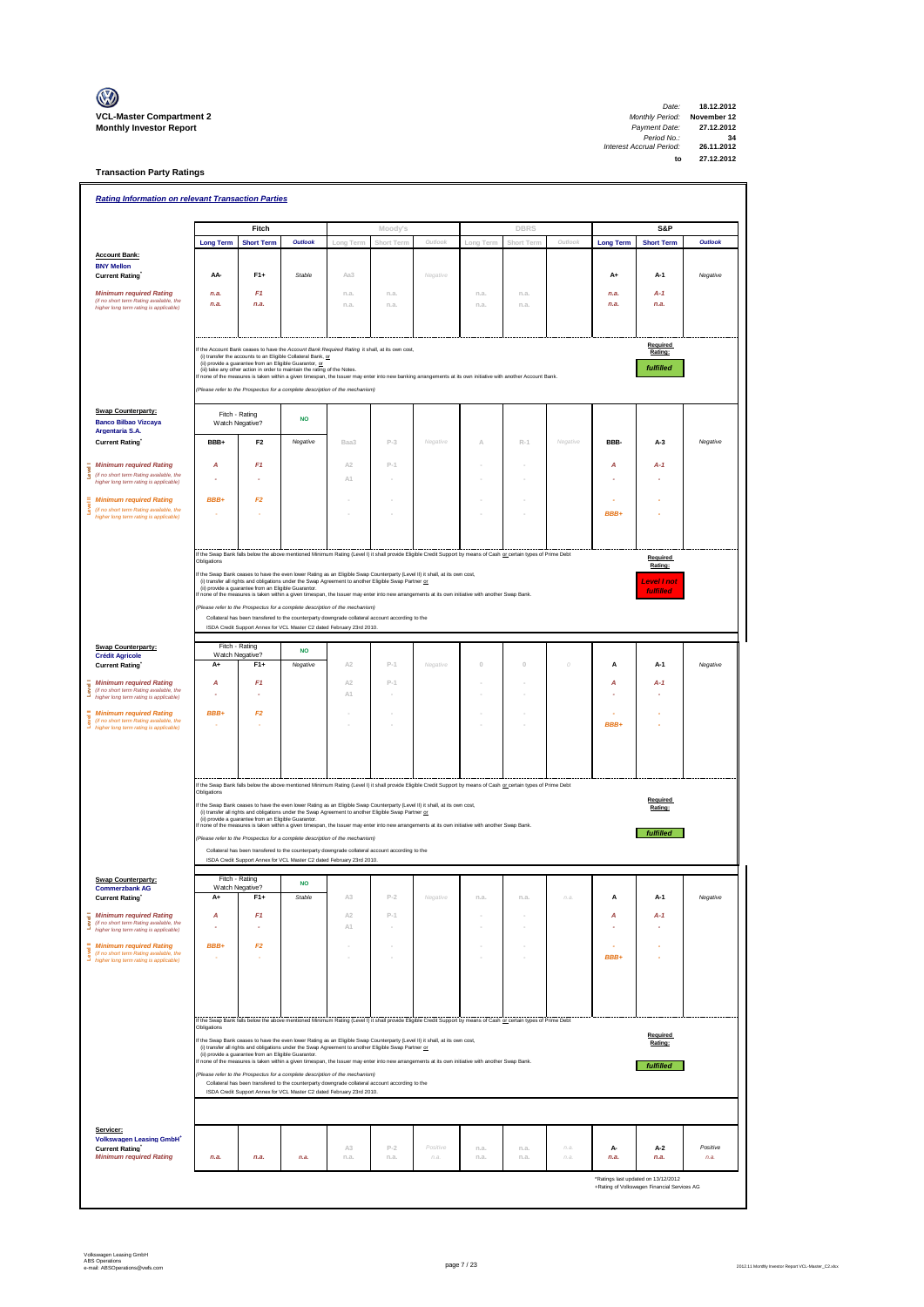**VCL-Master Compartment 2**
**Monthly Investor Report**

| | |
|---|---|
| *Date:* | **18.12.2012** |
| *Monthly Period:* | **November 12** |
| *Payment Date:* | **27.12.2012** |
| *Period No.:* | **34** |
| *Interest Accrual Period:* | **26.11.2012** |
| **to** | **27.12.2012** |

## Transaction Party Ratings

### Rating Information on relevant Transaction Parties

| | Fitch | | | Moody's | | | DBRS | | | S&P | | |
|---|---|---|---|---|---|---|---|---|---|---|---|---|
| | **Long Term** | **Short Term** | ***Outlook*** | Long Term | Short Term | Outlook | Long Term | Short Term | Outlook | **Long Term** | **Short Term** | ***Outlook*** |
| **Account Bank:** | | | | | | | | | | | | |
| **BNY Mellon** | | | | | | | | | | | | |
| **Current Rating*** | AA- | F1+ | *Stable* | Aa3 | | *Negative* | | | | A+ | A-1 | *Negative* |
| ***Minimum required Rating*** *(if no short term Rating available, the higher long term rating is applicable)* | *n.a.* | *F1* | | n.a. | n.a. | | n.a. | n.a. | | *n.a.* | *A-1* | |
| | *n.a.* | *n.a.* | | n.a. | n.a. | | n.a. | n.a. | | *n.a.* | *n.a.* | |

If the Account Bank ceases to have the *Account Bank Required Rating* it shall, at its own cost,
(i) transfer the accounts to an Eligible Collateral Bank, or
(ii) provide a guarantee from an Eligible Guarantor, or
(iii) take any other action in order to maintain the rating of the Notes.
If none of the measures is taken within a given timespan, the Issuer may enter into new banking arrangements at its own initiative with another Account Bank.

*(Please refer to the Prospectus for a complete description of the mechanism)*

**Required Rating:** *fulfilled*

| | Fitch | | | Moody's | | | DBRS | | | S&P | | |
|---|---|---|---|---|---|---|---|---|---|---|---|---|
| **Swap Counterparty: Banco Bilbao Vizcaya Argentaria S.A.** | Fitch - Rating Watch Negative? | | NO | | | | | | | | | |
| **Current Rating*** | BBB+ | F2 | *Negative* | Baa3 | P-3 | *Negative* | A | R-1 | *Negative* | BBB- | A-3 | *Negative* |
| Level I ***Minimum required Rating*** *(if no short term Rating available, the higher long term rating is applicable)* | *A* | *F1* | | A2 | P-1 | | - | - | | *A* | *A-1* | |
| | - | - | | A1 | - | | - | - | | - | - | |
| Level II ***Minimum required Rating*** *(if no short term Rating available, the higher long term rating is applicable)* | *BBB+* | *F2* | | - | - | | - | - | | - | - | |
| | - | - | | - | - | | - | - | | *BBB+* | - | |

If the Swap Bank falls below the above mentioned Minimum Rating (Level I) it shall provide Eligible Credit Support by means of Cash or certain types of Prime Debt Obligations

If the Swap Bank ceases to have the even lower Rating as an Eligible Swap Counterparty (Level II) it shall, at its own cost,
(i) transfer all rights and obligations under the Swap Agreement to another Eligible Swap Partner or
(ii) provide a guarantee from an Eligible Guarantor.
If none of the measures is taken within a given timespan, the Issuer may enter into new arrangements at its own initiative with another Swap Bank.

*(Please refer to the Prospectus for a complete description of the mechanism)*

Collateral has been transfered to the counterparty downgrade collateral account according to the ISDA Credit Support Annex for VCL Master C2 dated February 23rd 2010.

**Required Rating:** *Level I not fulfilled*

| | Fitch | | | Moody's | | | DBRS | | | S&P | | |
|---|---|---|---|---|---|---|---|---|---|---|---|---|
| **Swap Counterparty: Crédit Agricole** | Fitch - Rating Watch Negative? | | NO | | | | | | | | | |
| **Current Rating*** | A+ | F1+ | *Negative* | A2 | P-1 | *Negative* | 0 | 0 | 0 | A | A-1 | *Negative* |
| Level I ***Minimum required Rating*** *(if no short term Rating available, the higher long term rating is applicable)* | *A* | *F1* | | A2 | P-1 | | - | - | | *A* | *A-1* | |
| | - | - | | A1 | - | | - | - | | - | - | |
| Level II ***Minimum required Rating*** *(if no short term Rating available, the higher long term rating is applicable)* | *BBB+* | *F2* | | - | - | | - | - | | - | - | |
| | - | - | | - | - | | - | - | | *BBB+* | - | |

If the Swap Bank falls below the above mentioned Minimum Rating (Level I) it shall provide Eligible Credit Support by means of Cash or certain types of Prime Debt Obligations

If the Swap Bank ceases to have the even lower Rating as an Eligible Swap Counterparty (Level II) it shall, at its own cost,
(i) transfer all rights and obligations under the Swap Agreement to another Eligible Swap Partner or
(ii) provide a guarantee from an Eligible Guarantor.
If none of the measures is taken within a given timespan, the Issuer may enter into new arrangements at its own initiative with another Swap Bank.

*(Please refer to the Prospectus for a complete description of the mechanism)*

Collateral has been transfered to the counterparty downgrade collateral account according to the ISDA Credit Support Annex for VCL Master C2 dated February 23rd 2010.

**Required Rating:** *fulfilled*

| | Fitch | | | Moody's | | | DBRS | | | S&P | | |
|---|---|---|---|---|---|---|---|---|---|---|---|---|
| **Swap Counterparty: Commerzbank AG** | Fitch - Rating Watch Negative? | | NO | | | | | | | | | |
| **Current Rating*** | A+ | F1+ | *Stable* | A3 | P-2 | *Negative* | n.a. | n.a. | n.a. | A | A-1 | *Negative* |
| Level I ***Minimum required Rating*** *(if no short term Rating available, the higher long term rating is applicable)* | *A* | *F1* | | A2 | P-1 | | - | - | | *A* | *A-1* | |
| | - | - | | A1 | - | | - | - | | - | - | |
| Level II ***Minimum required Rating*** *(if no short term Rating available, the higher long term rating is applicable)* | *BBB+* | *F2* | | - | - | | - | - | | - | - | |
| | - | - | | - | - | | - | - | | *BBB+* | - | |

If the Swap Bank falls below the above mentioned Minimum Rating (Level I) it shall provide Eligible Credit Support by means of Cash or certain types of Prime Debt Obligations

If the Swap Bank ceases to have the even lower Rating as an Eligible Swap Counterparty (Level II) it shall, at its own cost,
(i) transfer all rights and obligations under the Swap Agreement to another Eligible Swap Partner or
(ii) provide a guarantee from an Eligible Guarantor.
If none of the measures is taken within a given timespan, the Issuer may enter into new arrangements at its own initiative with another Swap Bank.

*(Please refer to the Prospectus for a complete description of the mechanism)*

Collateral has been transfered to the counterparty downgrade collateral account according to the ISDA Credit Support Annex for VCL Master C2 dated February 23rd 2010.

**Required Rating:** *fulfilled*

| | Fitch | | | Moody's | | | DBRS | | | S&P | | |
|---|---|---|---|---|---|---|---|---|---|---|---|---|
| **Servicer: Volkswagen Leasing GmbH+** | | | | | | | | | | | | |
| **Current Rating*** | | | | A3 | P-2 | *Positive* | n.a. | n.a. | n.a. | A- | A-2 | *Positive* |
| ***Minimum required Rating*** | *n.a.* | *n.a.* | *n.a.* | n.a. | n.a. | n.a. | n.a. | n.a. | n.a. | *n.a.* | *n.a.* | *n.a.* |

*Ratings last updated on 13/12/2012
+Rating of Volkswagen Financial Services AG

Volkswagen Leasing GmbH
ABS Operations
e-mail: ABSOperations@vwfs.com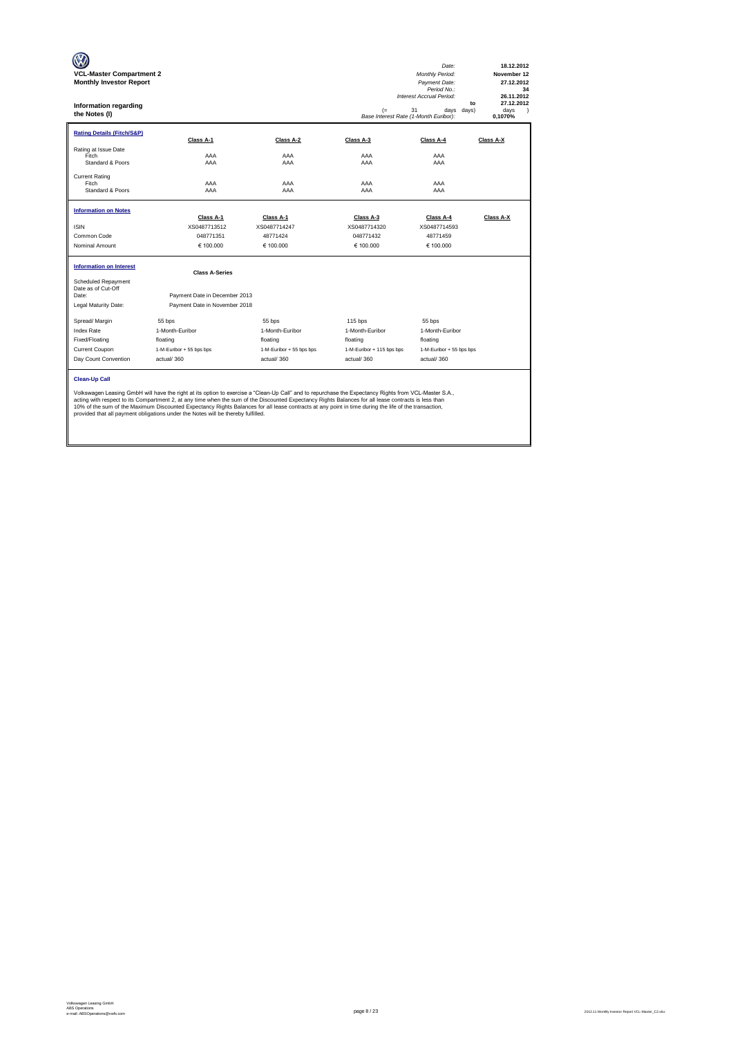**VCL-Master Compartment 2**
**Monthly Investor Report**

| | |
|---|---|
| *Date:* | **18.12.2012** |
| *Monthly Period:* | **November 12** |
| *Payment Date:* | **27.12.2012** |
| *Period No.:* | **34** |
| *Interest Accrual Period:* | **26.11.2012** to **27.12.2012** |
| (= 31 days | days ) |
| *Base Interest Rate (1-Month Euribor):* | **0,1070%** |

**Information regarding the Notes (I)**

**Rating Details (Fitch/S&P)**

| | Class A-1 | Class A-2 | Class A-3 | Class A-4 | Class A-X |
|---|---|---|---|---|---|
| Rating at Issue Date | | | | | |
| Fitch | AAA | AAA | AAA | AAA | |
| Standard & Poors | AAA | AAA | AAA | AAA | |
| Current Rating | | | | | |
| Fitch | AAA | AAA | AAA | AAA | |
| Standard & Poors | AAA | AAA | AAA | AAA | |

**Information on Notes**

| | Class A-1 | Class A-1 | Class A-3 | Class A-4 | Class A-X |
|---|---|---|---|---|---|
| ISIN | XS0487713512 | XS0487714247 | XS0487714320 | XS0487714593 | |
| Common Code | 048771351 | 48771424 | 048771432 | 48771459 | |
| Nominal Amount | € 100.000 | € 100.000 | € 100.000 | € 100.000 | |

**Information on Interest**

| | Class A-Series | | | |
|---|---|---|---|---|
| Scheduled Repayment Date as of Cut-Off Date: | Payment Date in December 2013 | | | |
| Legal Maturity Date: | Payment Date in November 2018 | | | |
| Spread/ Margin | 55 bps | 55 bps | 115 bps | 55 bps |
| Index Rate | 1-Month-Euribor | 1-Month-Euribor | 1-Month-Euribor | 1-Month-Euribor |
| Fixed/Floating | floating | floating | floating | floating |
| Current Coupon | 1-M-Euribor + 55 bps bps | 1-M-Euribor + 55 bps bps | 1-M-Euribor + 115 bps bps | 1-M-Euribor + 55 bps bps |
| Day Count Convention | actual/ 360 | actual/ 360 | actual/ 360 | actual/ 360 |

**Clean-Up Call**

Volkswagen Leasing GmbH will have the right at its option to exercise a "Clean-Up Call" and to repurchase the Expectancy Rights from VCL-Master S.A., acting with respect to its Compartment 2, at any time when the sum of the Discounted Expectancy Rights Balances for all lease contracts is less than 10% of the sum of the Maximum Discounted Expectancy Rights Balances for all lease contracts at any point in time during the life of the transaction, provided that all payment obligations under the Notes will be thereby fulfilled.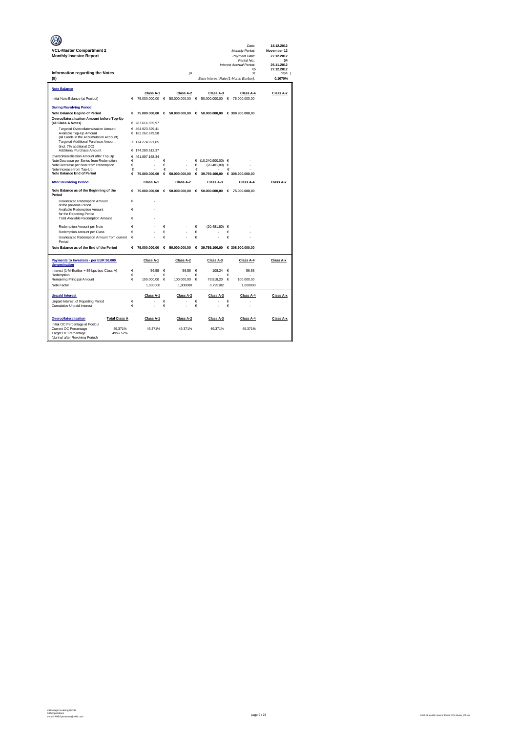**VCL-Master Compartment 2**
**Monthly Investor Report**

| | |
|---|---|
| *Date:* | **18.12.2012** |
| *Monthly Period:* | **November 12** |
| *Payment Date:* | **27.12.2012** |
| *Period No.:* | **34** |
| *Interest Accrual Period:* | **26.11.2012** |
| **to** | **27.12.2012** |
| (= 31 | days ) |

**Information regarding the Notes**
**(II)**

*Base Interest Rate (1-Month Euribor):* **0,1070%**

| **Note Balance** | Class A-1 | Class A-2 | Class A-3 | Class A-4 | Class A-x |
|---|---|---|---|---|---|
| Initial Note Balance (at Poolcut) | € 75.000.000,00 | € 50.000.000,00 | € 50.000.000,00 | € 75.000.000,00 | |
| **During Revolving Period** | | | | | |
| **Note Balance Beginn of Period** | **€ 75.000.000,00** | **€ 50.000.000,00** | **€ 50.000.000,00** | **€ 308.900.000,00** | |
| **Overcollateralisation Amount before Top-Up (all Class A Notes)** | € 287.616.555,97 | | | | |
| Targeted Overcollateralisation Amount | € 464.923.529,41 | | | | |
| Available Top-Up Amount (all Funds in the Accumulation Account) | € 162.262.679,58 | | | | |
| Targeted Additional Purchase Amount (incl. 7% additional OC) | € 174.274.921,85 | | | | |
| Additional Purchase Amount | € 174.280.612,37 | | | | |
| Overcollateralisation Amount after Top-Up | € 461.897.168,34 | | | | |
| Note Decrease per Series from Redemption | € - | € - | € (10.240.900,00) | € - | |
| Note Decrease per Note from Redemption | € - | € - | € (20.481,80) | € - | |
| Note Increase from Tap-Up | € - | € - | € - | € - | |
| **Note Balance End of Period** | **€ 75.000.000,00** | **€ 50.000.000,00** | **€ 39.759.100,00** | **€ 308.900.000,00** | |
| **After Revolving Period** | **Class A-1** | **Class A-2** | **Class A-3** | **Class A-4** | **Class A-x** |
| **Note Balance as of the Beginning of the Period** | **€ 75.000.000,00** | **€ 50.000.000,00** | **€ 50.000.000,00** | **€ 75.000.000,00** | |
| Unallocated Redemption Amount of the previous Period | € - | | | | |
| Available Redemption Amount for the Reporting Period | € - | | | | |
| Total Available Redemption Amount | € - | | | | |
| Redemption Amount per Note | € - | € - | € (20.481,80) | € - | |
| Redemption Amount per Class | € - | € - | € - | € - | |
| Unallocated Redemption Amount from current Period | € - | € - | € - | € - | |
| **Note Balance as of the End of the Period** | **€ 75.000.000,00** | **€ 50.000.000,00** | **€ 39.759.100,00** | **€ 308.900.000,00** | |

| **Payments to Investors - per EUR 50.000 denomination** | Class A-1 | Class A-2 | Class A-3 | Class A-4 | Class A-x |
|---|---|---|---|---|---|
| Interest (1-M-Euribor + 55 bps bps Class A) | € 56,58 | € 56,58 | € 108,24 | € 56,58 | |
| Redemption | € - | € - | € - | € - | |
| Remaining Principal Amount | € 100.000,00 | € 100.000,00 | € 79.518,20 | € 100.000,00 | |
| Note Factor | 1,000000 | 1,000000 | 0,795182 | 1,000000 | |

| **Unpaid Interest** | Class A-1 | Class A-2 | Class A-3 | Class A-4 | Class A-x |
|---|---|---|---|---|---|
| Unpaid Interest of Reporting Period | € - | € - | € - | € - | |
| Cumulative Unpaid Interest | € - | € - | € - | € - | |

| **Overcollateralisation** | **Total Class A** | Class A-1 | Class A-2 | Class A-3 | Class A-4 | Class A-x |
|---|---|---|---|---|---|---|
| Initial OC Percentage at Poolcut | | | | | | |
| Current OC Percentage | 49,371% | 49,371% | 49,371% | 49,371% | 49,371% | |
| Target OC Percentage (during/ after Revolving Period) | 49%/ 52% | | | | | |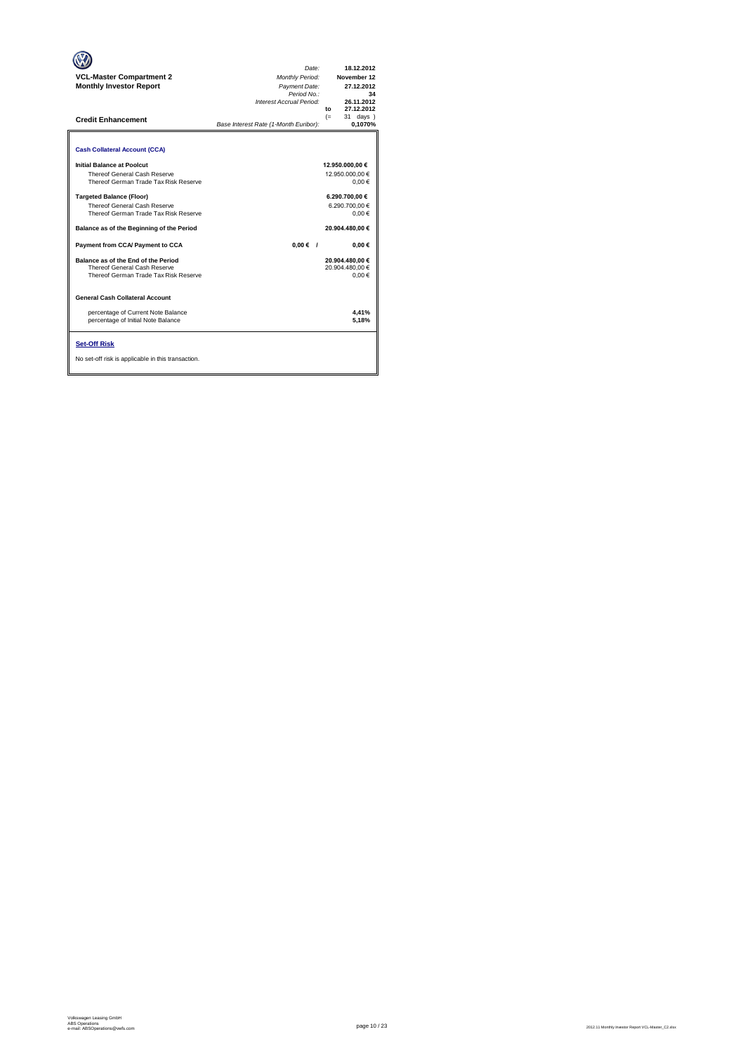**VCL-Master Compartment 2**
**Monthly Investor Report**

| | |
|---|---|
| *Date:* | **18.12.2012** |
| *Monthly Period:* | **November 12** |
| *Payment Date:* | **27.12.2012** |
| *Period No.:* | **34** |
| *Interest Accrual Period:* | **26.11.2012** |
| | **to 27.12.2012** |
| | (= 31 days ) |
| *Base Interest Rate (1-Month Euribor):* | **0,1070%** |

## Credit Enhancement

### Cash Collateral Account (CCA)

| | | |
|---|---|---|
| **Initial Balance at Poolcut** | | **12.950.000,00 €** |
| Thereof General Cash Reserve | | 12.950.000,00 € |
| Thereof German Trade Tax Risk Reserve | | 0,00 € |
| **Targeted Balance (Floor)** | | **6.290.700,00 €** |
| Thereof General Cash Reserve | | 6.290.700,00 € |
| Thereof German Trade Tax Risk Reserve | | 0,00 € |
| **Balance as of the Beginning of the Period** | | **20.904.480,00 €** |
| **Payment from CCA/ Payment to CCA** | **0,00 € /** | **0,00 €** |
| **Balance as of the End of the Period** | | **20.904.480,00 €** |
| Thereof General Cash Reserve | | 20.904.480,00 € |
| Thereof German Trade Tax Risk Reserve | | 0,00 € |

### General Cash Collateral Account

| | |
|---|---|
| percentage of Current Note Balance | **4,41%** |
| percentage of Initial Note Balance | **5,18%** |

### Set-Off Risk

No set-off risk is applicable in this transaction.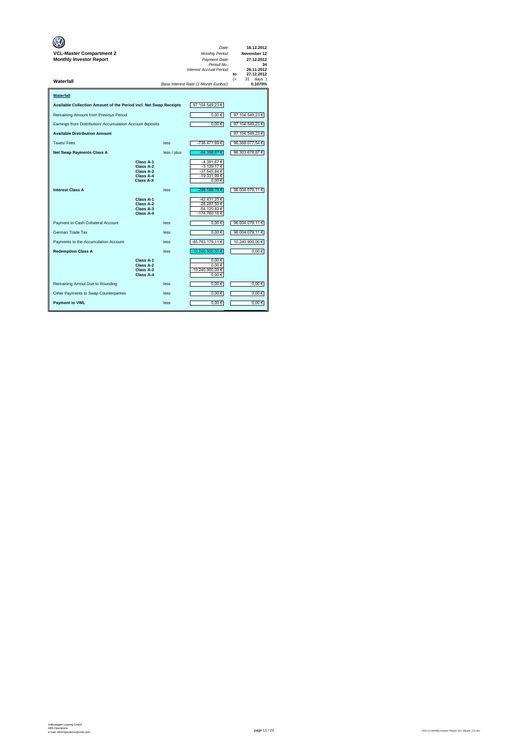**VCL-Master Compartment 2**
**Monthly Investor Report**

| | |
|---|---|
| *Date:* | **18.12.2012** |
| *Monthly Period:* | **November 12** |
| *Payment Date:* | **27.12.2012** |
| *Period No.:* | **34** |
| *Interest Accrual Period:* | **26.11.2012** |
| to | **27.12.2012** |
| (= | 31 days ) |
| *Base Interest Rate (1-Month Euribor):* | **0,1070%** |

**Waterfall**

## Waterfall

| | | | | |
|---|---|---|---|---|
| **Available Collection Amount of the Period incl. Net Swap Receipts** | | | 97.104.549,23 € | |
| Remaining Amount from Previous Period | | | 0,00 € | 97.104.549,23 € |
| Earnings from Distribution/ Accumulation Account deposits | | | 0,00 € | 97.104.549,23 € |
| **Available Distribution Amount** | | | | 97.104.549,23 € |
| Taxes/ Fees | | less | -736.471,69 € | 96.368.077,54 € |
| **Net Swap Payments Class A** | | less / plus | -64.398,67 € | 96.303.678,87 € |
| | **Class A-1** | | -4.391,67 € | |
| | **Class A-2** | | -3.129,17 € | |
| | **Class A-3** | | -37.545,84 € | |
| | **Class A-4** | | -19.331,99 € | |
| | **Class A-X** | | 0,00 € | |
| **Interest Class A** | | less | -299.599,76 € | 96.004.079,11 € |
| | **Class A-1** | | -42.431,25 € | |
| | **Class A-2** | | -28.287,50 € | |
| | **Class A-3** | | -54.120,83 € | |
| | **Class A-4** | | -174.760,18 € | |
| Payment to Cash Collateral Account | | less | 0,00 € | 96.004.079,11 € |
| German Trade Tax | | less | 0,00 € | 96.004.079,11 € |
| Payments to the Accumulation Account | | less | -85.763.179,11 € | 10.240.900,00 € |
| **Redemption Class A** | | less | -10.240.900,00 € | 0,00 € |
| | **Class A-1** | | 0,00 € | |
| | **Class A-2** | | 0,00 € | |
| | **Class A-3** | | -10.240.900,00 € | |
| | **Class A-4** | | 0,00 € | |
| Remaining Amout Due to Rounding | | less | 0,00 € | 0,00 € |
| Other Payments to Swap Counterparties | | less | 0,00 € | 0,00 € |
| **Payment to VWL** | | less | 0,00 € | 0,00 € |

Volkswagen Leasing GmbH
ABS Operations
e-mail: ABSOperations@vwfs.com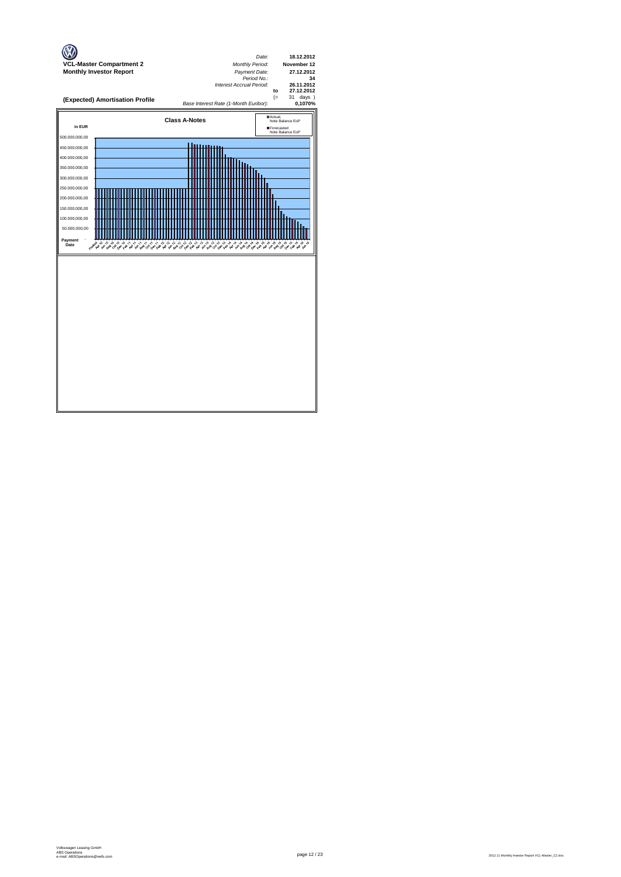**VCL-Master Compartment 2**
**Monthly Investor Report**

| | |
|---|---|
| *Date:* | **18.12.2012** |
| *Monthly Period:* | **November 12** |
| *Payment Date:* | **27.12.2012** |
| *Period No.:* | **34** |
| *Interest Accrual Period:* | **26.11.2012** |
| **to** | **27.12.2012** |
| (= | 31 days ) |
| *Base Interest Rate (1-Month Euribor):* | **0,1070%** |

## (Expected) Amortisation Profile

**Class A-Notes**

in EUR

- Actual, Note Balance EoP
- Forecasted Note Balance EoP

500.000.000,00
450.000.000,00
400.000.000,00
350.000.000,00
300.000.000,00
250.000.000,00
200.000.000,00
150.000.000,00
100.000.000,00
50.000.000,00
-

Payment Date: Poolcut, Apr 10, Jun 10, Aug 10, Oct 10, Dec 10, Feb 11, Apr 11, Jun 11, Aug 11, Oct 11, Dec 11, Feb 12, Apr 12, Jun 12, Aug 12, Oct 12, Dec 12, Feb 13, Apr 13, Jun 13, Aug 13, Oct 13, Dec 13, Feb 14, Apr 14, Jun 14, Aug 14, Oct 14, Dec 14, Feb 15, Apr 15, Jun 15, Aug 15, Oct 15, Dec 15, Feb 16, Apr 16, Jun 16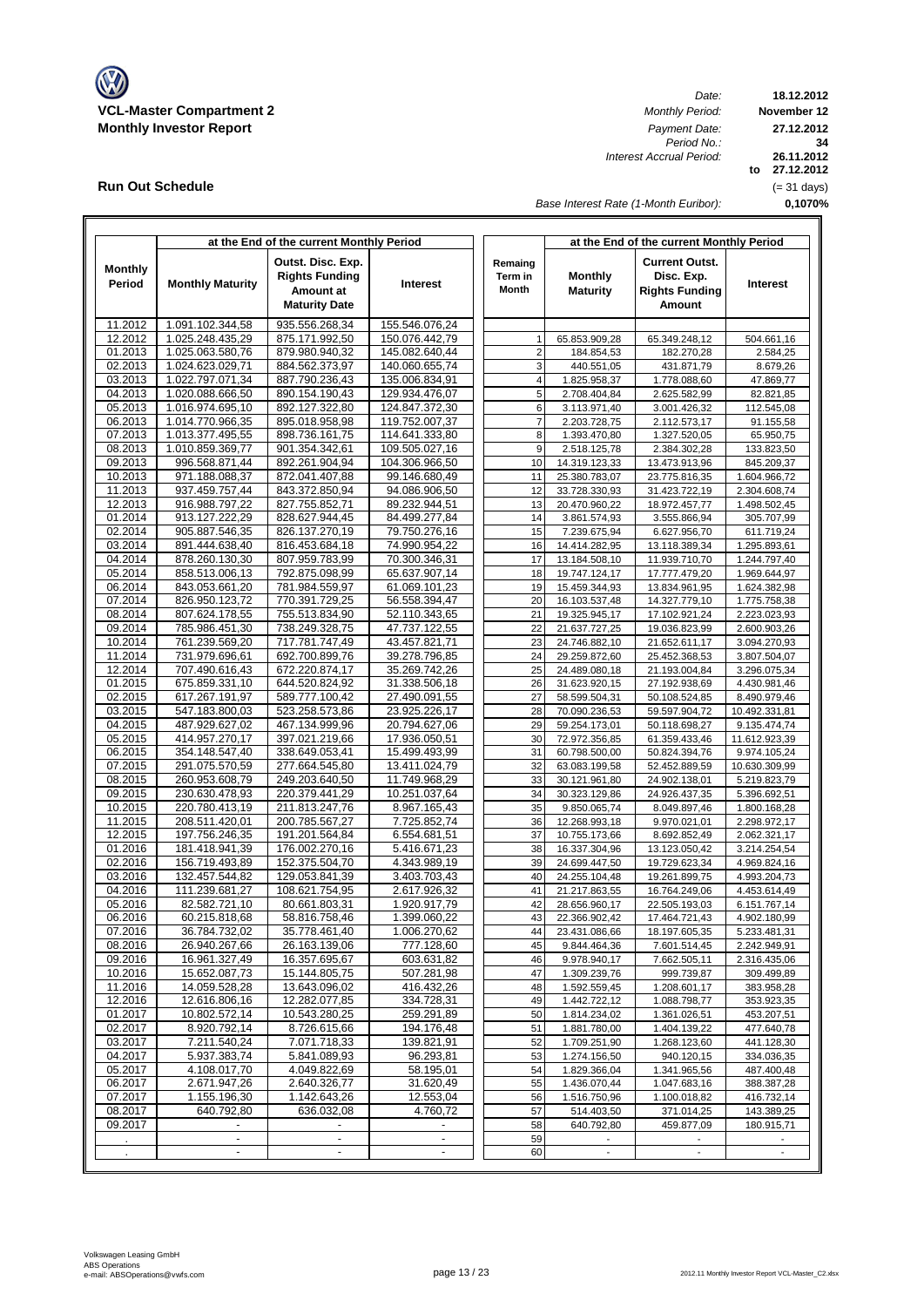**VCL-Master Compartment 2**
**Monthly Investor Report**

| | |
|---|---|
| *Date:* | **18.12.2012** |
| *Monthly Period:* | **November 12** |
| *Payment Date:* | **27.12.2012** |
| *Period No.:* | **34** |
| *Interest Accrual Period:* | **26.11.2012** |
| | **to 27.12.2012** |
| | (= 31 days) |
| *Base Interest Rate (1-Month Euribor):* | **0,1070%** |

## Run Out Schedule

| Monthly Period | at the End of the current Monthly Period: Monthly Maturity | Outst. Disc. Exp. Rights Funding Amount at Maturity Date | Interest | Remaing Term in Month | at the End of the current Monthly Period: Monthly Maturity | Current Outst. Disc. Exp. Rights Funding Amount | Interest |
|---|---|---|---|---|---|---|---|
| 11.2012 | 1.091.102.344,58 | 935.556.268,34 | 155.546.076,24 | | | | |
| 12.2012 | 1.025.248.435,29 | 875.171.992,50 | 150.076.442,79 | 1 | 65.853.909,28 | 65.349.248,12 | 504.661,16 |
| 01.2013 | 1.025.063.580,76 | 879.980.940,32 | 145.082.640,44 | 2 | 184.854,53 | 182.270,28 | 2.584,25 |
| 02.2013 | 1.024.623.029,71 | 884.562.373,97 | 140.060.655,74 | 3 | 440.551,05 | 431.871,79 | 8.679,26 |
| 03.2013 | 1.022.797.071,34 | 887.790.236,43 | 135.006.834,91 | 4 | 1.825.958,37 | 1.778.088,60 | 47.869,77 |
| 04.2013 | 1.020.088.666,50 | 890.154.190,43 | 129.934.476,07 | 5 | 2.708.404,84 | 2.625.582,99 | 82.821,85 |
| 05.2013 | 1.016.974.695,10 | 892.127.322,80 | 124.847.372,30 | 6 | 3.113.971,40 | 3.001.426,32 | 112.545,08 |
| 06.2013 | 1.014.770.966,35 | 895.018.958,98 | 119.752.007,37 | 7 | 2.203.728,75 | 2.112.573,17 | 91.155,58 |
| 07.2013 | 1.013.377.495,55 | 898.736.161,75 | 114.641.333,80 | 8 | 1.393.470,80 | 1.327.520,05 | 65.950,75 |
| 08.2013 | 1.010.859.369,77 | 901.354.342,61 | 109.505.027,16 | 9 | 2.518.125,78 | 2.384.302,28 | 133.823,50 |
| 09.2013 | 996.568.871,44 | 892.261.904,94 | 104.306.966,50 | 10 | 14.319.123,33 | 13.473.913,96 | 845.209,37 |
| 10.2013 | 971.188.088,37 | 872.041.407,88 | 99.146.680,49 | 11 | 25.380.783,07 | 23.775.816,35 | 1.604.966,72 |
| 11.2013 | 937.459.757,44 | 843.372.850,94 | 94.086.906,50 | 12 | 33.728.330,93 | 31.423.722,19 | 2.304.608,74 |
| 12.2013 | 916.988.797,22 | 827.755.852,71 | 89.232.944,51 | 13 | 20.470.960,22 | 18.972.457,77 | 1.498.502,45 |
| 01.2014 | 913.127.222,29 | 828.627.944,45 | 84.499.277,84 | 14 | 3.861.574,93 | 3.555.866,94 | 305.707,99 |
| 02.2014 | 905.887.546,35 | 826.137.270,19 | 79.750.276,16 | 15 | 7.239.675,94 | 6.627.956,70 | 611.719,24 |
| 03.2014 | 891.444.638,40 | 816.453.684,18 | 74.990.954,22 | 16 | 14.414.282,95 | 13.118.389,34 | 1.295.893,61 |
| 04.2014 | 878.260.130,30 | 807.959.783,99 | 70.300.346,31 | 17 | 13.184.508,10 | 11.939.710,70 | 1.244.797,40 |
| 05.2014 | 858.513.006,13 | 792.875.098,99 | 65.637.907,14 | 18 | 19.747.124,17 | 17.777.479,20 | 1.969.644,97 |
| 06.2014 | 843.053.661,20 | 781.984.559,97 | 61.069.101,23 | 19 | 15.459.344,93 | 13.834.961,95 | 1.624.382,98 |
| 07.2014 | 826.950.123,72 | 770.391.729,25 | 56.558.394,47 | 20 | 16.103.537,48 | 14.327.779,10 | 1.775.758,38 |
| 08.2014 | 807.624.178,55 | 755.513.834,90 | 52.110.343,65 | 21 | 19.325.945,17 | 17.102.921,24 | 2.223.023,93 |
| 09.2014 | 785.986.451,30 | 738.249.328,75 | 47.737.122,55 | 22 | 21.637.727,25 | 19.036.823,99 | 2.600.903,26 |
| 10.2014 | 761.239.569,20 | 717.781.747,49 | 43.457.821,71 | 23 | 24.746.882,10 | 21.652.611,17 | 3.094.270,93 |
| 11.2014 | 731.979.696,61 | 692.700.899,76 | 39.278.796,85 | 24 | 29.259.872,60 | 25.452.368,53 | 3.807.504,07 |
| 12.2014 | 707.490.616,43 | 672.220.874,17 | 35.269.742,26 | 25 | 24.489.080,18 | 21.193.004,84 | 3.296.075,34 |
| 01.2015 | 675.859.331,10 | 644.520.824,92 | 31.338.506,18 | 26 | 31.623.920,15 | 27.192.938,69 | 4.430.981,46 |
| 02.2015 | 617.267.191,97 | 589.777.100,42 | 27.490.091,55 | 27 | 58.599.504,31 | 50.108.524,85 | 8.490.979,46 |
| 03.2015 | 547.183.800,03 | 523.258.573,86 | 23.925.226,17 | 28 | 70.090.236,53 | 59.597.904,72 | 10.492.331,81 |
| 04.2015 | 487.929.627,02 | 467.134.999,96 | 20.794.627,06 | 29 | 59.254.173,01 | 50.118.698,27 | 9.135.474,74 |
| 05.2015 | 414.957.270,17 | 397.021.219,66 | 17.936.050,51 | 30 | 72.972.356,85 | 61.359.433,46 | 11.612.923,39 |
| 06.2015 | 354.148.547,40 | 338.649.053,41 | 15.499.493,99 | 31 | 60.798.500,00 | 50.824.394,76 | 9.974.105,24 |
| 07.2015 | 291.075.570,59 | 277.664.545,80 | 13.411.024,79 | 32 | 63.083.199,58 | 52.452.889,59 | 10.630.309,99 |
| 08.2015 | 260.953.608,79 | 249.203.640,50 | 11.749.968,29 | 33 | 30.121.961,80 | 24.902.138,01 | 5.219.823,79 |
| 09.2015 | 230.630.478,93 | 220.379.441,29 | 10.251.037,64 | 34 | 30.323.129,86 | 24.926.437,35 | 5.396.692,51 |
| 10.2015 | 220.780.413,19 | 211.813.247,76 | 8.967.165,43 | 35 | 9.850.065,74 | 8.049.897,46 | 1.800.168,28 |
| 11.2015 | 208.511.420,01 | 200.785.567,27 | 7.725.852,74 | 36 | 12.268.993,18 | 9.970.021,01 | 2.298.972,17 |
| 12.2015 | 197.756.246,35 | 191.201.564,84 | 6.554.681,51 | 37 | 10.755.173,66 | 8.692.852,49 | 2.062.321,17 |
| 01.2016 | 181.418.941,39 | 176.002.270,16 | 5.416.671,23 | 38 | 16.337.304,96 | 13.123.050,42 | 3.214.254,54 |
| 02.2016 | 156.719.493,89 | 152.375.504,70 | 4.343.989,19 | 39 | 24.699.447,50 | 19.729.623,34 | 4.969.824,16 |
| 03.2016 | 132.457.544,82 | 129.053.841,39 | 3.403.703,43 | 40 | 24.255.104,48 | 19.261.899,75 | 4.993.204,73 |
| 04.2016 | 111.239.681,27 | 108.621.754,95 | 2.617.926,32 | 41 | 21.217.863,55 | 16.764.249,06 | 4.453.614,49 |
| 05.2016 | 82.582.721,10 | 80.661.803,31 | 1.920.917,79 | 42 | 28.656.960,17 | 22.505.193,03 | 6.151.767,14 |
| 06.2016 | 60.215.818,68 | 58.816.758,46 | 1.399.060,22 | 43 | 22.366.902,42 | 17.464.721,43 | 4.902.180,99 |
| 07.2016 | 36.784.732,02 | 35.778.461,40 | 1.006.270,62 | 44 | 23.431.086,66 | 18.197.605,35 | 5.233.481,31 |
| 08.2016 | 26.940.267,66 | 26.163.139,06 | 777.128,60 | 45 | 9.844.464,36 | 7.601.514,45 | 2.242.949,91 |
| 09.2016 | 16.961.327,49 | 16.357.695,67 | 603.631,82 | 46 | 9.978.940,17 | 7.662.505,11 | 2.316.435,06 |
| 10.2016 | 15.652.087,73 | 15.144.805,75 | 507.281,98 | 47 | 1.309.239,76 | 999.739,87 | 309.499,89 |
| 11.2016 | 14.059.528,28 | 13.643.096,02 | 416.432,26 | 48 | 1.592.559,45 | 1.208.601,17 | 383.958,28 |
| 12.2016 | 12.616.806,16 | 12.282.077,85 | 334.728,31 | 49 | 1.442.722,12 | 1.088.798,77 | 353.923,35 |
| 01.2017 | 10.802.572,14 | 10.543.280,25 | 259.291,89 | 50 | 1.814.234,02 | 1.361.026,51 | 453.207,51 |
| 02.2017 | 8.920.792,14 | 8.726.615,66 | 194.176,48 | 51 | 1.881.780,00 | 1.404.139,22 | 477.640,78 |
| 03.2017 | 7.211.540,24 | 7.071.718,33 | 139.821,91 | 52 | 1.709.251,90 | 1.268.123,60 | 441.128,30 |
| 04.2017 | 5.937.383,74 | 5.841.089,93 | 96.293,81 | 53 | 1.274.156,50 | 940.120,15 | 334.036,35 |
| 05.2017 | 4.108.017,70 | 4.049.822,69 | 58.195,01 | 54 | 1.829.366,04 | 1.341.965,56 | 487.400,48 |
| 06.2017 | 2.671.947,26 | 2.640.326,77 | 31.620,49 | 55 | 1.436.070,44 | 1.047.683,16 | 388.387,28 |
| 07.2017 | 1.155.196,30 | 1.142.643,26 | 12.553,04 | 56 | 1.516.750,96 | 1.100.018,82 | 416.732,14 |
| 08.2017 | 640.792,80 | 636.032,08 | 4.760,72 | 57 | 514.403,50 | 371.014,25 | 143.389,25 |
| 09.2017 | - | - | - | 58 | 640.792,80 | 459.877,09 | 180.915,71 |
| . | - | - | - | 59 | - | - | - |
| . | - | - | - | 60 | - | - | - |

Volkswagen Leasing GmbH
ABS Operations
e-mail: ABSOperations@vwfs.com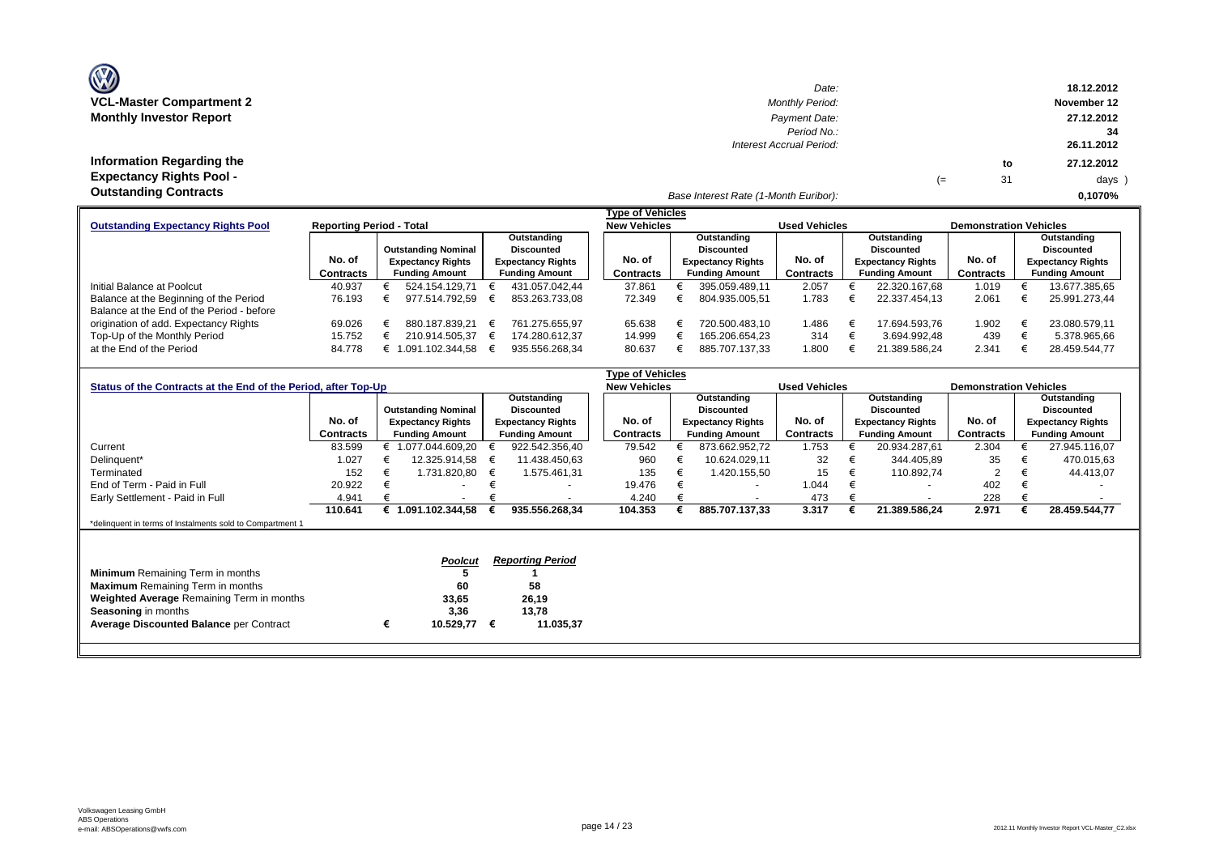**VCL-Master Compartment 2**
**Monthly Investor Report**

| | |
|---|---|
| *Date:* | **18.12.2012** |
| *Monthly Period:* | **November 12** |
| *Payment Date:* | **27.12.2012** |
| *Period No.:* | **34** |
| *Interest Accrual Period:* | **26.11.2012** to **27.12.2012** (= 31 days ) |
| *Base Interest Rate (1-Month Euribor):* | **0,1070%** |

# Information Regarding the Expectancy Rights Pool - Outstanding Contracts

| **Outstanding Expectancy Rights Pool** | **Reporting Period - Total** | | | **Type of Vehicles** New Vehicles | | **Used Vehicles** | | **Demonstration Vehicles** | |
|---|---|---|---|---|---|---|---|---|---|
| | **No. of Contracts** | **Outstanding Nominal Expectancy Rights Funding Amount** | **Outstanding Discounted Expectancy Rights Funding Amount** | **No. of Contracts** | **Outstanding Discounted Expectancy Rights Funding Amount** | **No. of Contracts** | **Outstanding Discounted Expectancy Rights Funding Amount** | **No. of Contracts** | **Outstanding Discounted Expectancy Rights Funding Amount** |
| Initial Balance at Poolcut | 40.937 | € 524.154.129,71 | € 431.057.042,44 | 37.861 | € 395.059.489,11 | 2.057 | € 22.320.167,68 | 1.019 | € 13.677.385,65 |
| Balance at the Beginning of the Period | 76.193 | € 977.514.792,59 | € 853.263.733,08 | 72.349 | € 804.935.005,51 | 1.783 | € 22.337.454,13 | 2.061 | € 25.991.273,44 |
| Balance at the End of the Period - before origination of add. Expectancy Rights | 69.026 | € 880.187.839,21 | € 761.275.655,97 | 65.638 | € 720.500.483,10 | 1.486 | € 17.694.593,76 | 1.902 | € 23.080.579,11 |
| Top-Up of the Monthly Period | 15.752 | € 210.914.505,37 | € 174.280.612,37 | 14.999 | € 165.206.654,23 | 314 | € 3.694.992,48 | 439 | € 5.378.965,66 |
| at the End of the Period | 84.778 | € 1.091.102.344,58 | € 935.556.268,34 | 80.637 | € 885.707.137,33 | 1.800 | € 21.389.586,24 | 2.341 | € 28.459.544,77 |

| **Status of the Contracts at the End of the Period, after Top-Up** | | | | **Type of Vehicles** New Vehicles | | **Used Vehicles** | | **Demonstration Vehicles** | |
|---|---|---|---|---|---|---|---|---|---|
| | **No. of Contracts** | **Outstanding Nominal Expectancy Rights Funding Amount** | **Outstanding Discounted Expectancy Rights Funding Amount** | **No. of Contracts** | **Outstanding Discounted Expectancy Rights Funding Amount** | **No. of Contracts** | **Outstanding Discounted Expectancy Rights Funding Amount** | **No. of Contracts** | **Outstanding Discounted Expectancy Rights Funding Amount** |
| Current | 83.599 | € 1.077.044.609,20 | € 922.542.356,40 | 79.542 | € 873.662.952,72 | 1.753 | € 20.934.287,61 | 2.304 | € 27.945.116,07 |
| Delinquent* | 1.027 | € 12.325.914,58 | € 11.438.450,63 | 960 | € 10.624.029,11 | 32 | € 344.405,89 | 35 | € 470.015,63 |
| Terminated | 152 | € 1.731.820,80 | € 1.575.461,31 | 135 | € 1.420.155,50 | 15 | € 110.892,74 | 2 | € 44.413,07 |
| End of Term - Paid in Full | 20.922 | € - | € - | 19.476 | € - | 1.044 | € - | 402 | € - |
| Early Settlement - Paid in Full | 4.941 | € - | € - | 4.240 | € - | 473 | € - | 228 | € - |
| | **110.641** | **€ 1.091.102.344,58** | **€ 935.556.268,34** | **104.353** | **€ 885.707.137,33** | **3.317** | **€ 21.389.586,24** | **2.971** | **€ 28.459.544,77** |

*delinquent in terms of Instalments sold to Compartment 1

| | *Poolcut* | *Reporting Period* |
|---|---|---|
| **Minimum** Remaining Term in months | **5** | **1** |
| **Maximum** Remaining Term in months | **60** | **58** |
| **Weighted Average** Remaining Term in months | **33,65** | **26,19** |
| **Seasoning** in months | **3,36** | **13,78** |
| **Average Discounted Balance** per Contract | **€ 10.529,77** | **€ 11.035,37** |

Volkswagen Leasing GmbH
ABS Operations
e-mail: ABSOperations@vwfs.com

2012.11 Monthly Investor Report VCL-Master_C2.xlsx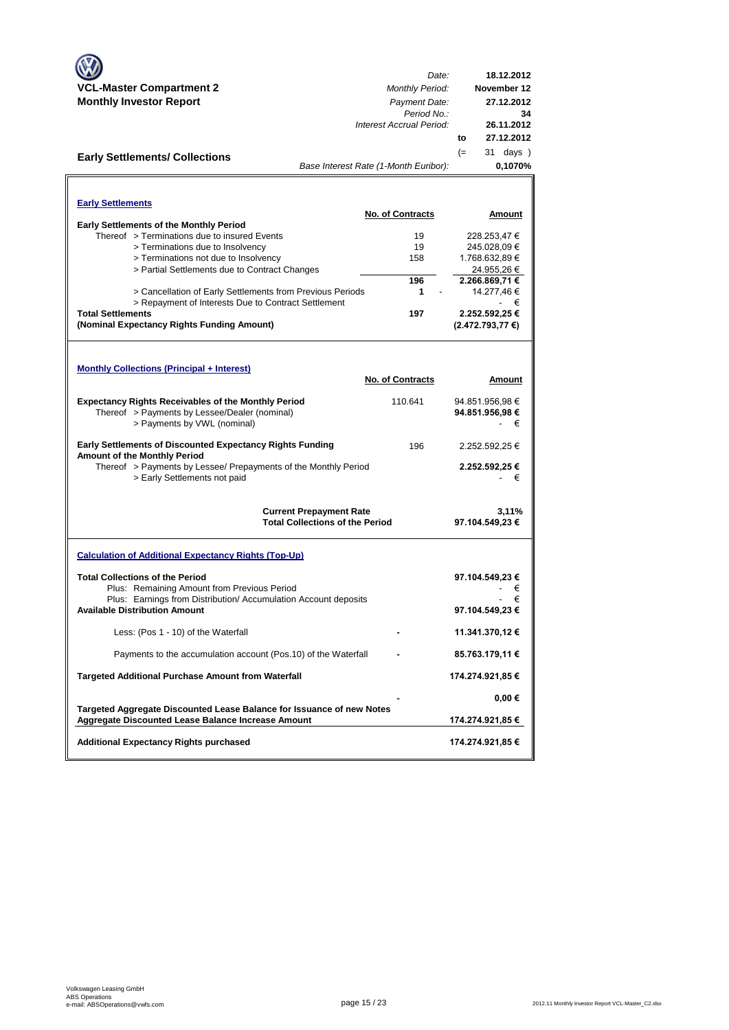**VCL-Master Compartment 2**
**Monthly Investor Report**

| | |
|---|---|
| *Date:* | **18.12.2012** |
| *Monthly Period:* | **November 12** |
| *Payment Date:* | **27.12.2012** |
| *Period No.:* | **34** |
| *Interest Accrual Period:* | **26.11.2012** |
| **to** | **27.12.2012** |
| (= | 31 days ) |
| *Base Interest Rate (1-Month Euribor):* | **0,1070%** |

## Early Settlements/ Collections

### Early Settlements

| | No. of Contracts | Amount |
|---|---|---|
| **Early Settlements of the Monthly Period** | | |
| Thereof > Terminations due to insured Events | 19 | 228.253,47 € |
| > Terminations due to Insolvency | 19 | 245.028,09 € |
| > Terminations not due to Insolvency | 158 | 1.768.632,89 € |
| > Partial Settlements due to Contract Changes | | 24.955,26 € |
| | **196** | **2.266.869,71 €** |
| > Cancellation of Early Settlements from Previous Periods | **1** | - 14.277,46 € |
| > Repayment of Interests Due to Contract Settlement | | - € |
| **Total Settlements** | **197** | **2.252.592,25 €** |
| **(Nominal Expectancy Rights Funding Amount)** | | **(2.472.793,77 €)** |

### Monthly Collections (Principal + Interest)

| | No. of Contracts | Amount |
|---|---|---|
| **Expectancy Rights Receivables of the Monthly Period** | 110.641 | 94.851.956,98 € |
| Thereof > Payments by Lessee/Dealer (nominal) | | **94.851.956,98 €** |
| > Payments by VWL (nominal) | | - € |
| **Early Settlements of Discounted Expectancy Rights Funding Amount of the Monthly Period** | 196 | 2.252.592,25 € |
| Thereof > Payments by Lessee/ Prepayments of the Monthly Period | | **2.252.592,25 €** |
| > Early Settlements not paid | | - € |
| **Current Prepayment Rate** | | **3,11%** |
| **Total Collections of the Period** | | **97.104.549,23 €** |

### Calculation of Additional Expectancy Rights (Top-Up)

| | | |
|---|---|---|
| **Total Collections of the Period** | | **97.104.549,23 €** |
| Plus: Remaining Amount from Previous Period | | - € |
| Plus: Earnings from Distribution/ Accumulation Account deposits | | - € |
| **Available Distribution Amount** | | **97.104.549,23 €** |
| Less: (Pos 1 - 10) of the Waterfall | - | **11.341.370,12 €** |
| Payments to the accumulation account (Pos.10) of the Waterfall | - | **85.763.179,11 €** |
| **Targeted Additional Purchase Amount from Waterfall** | | **174.274.921,85 €** |
| | - | **0,00 €** |
| **Targeted Aggregate Discounted Lease Balance for Issuance of new Notes** | | |
| **Aggregate Discounted Lease Balance Increase Amount** | | **174.274.921,85 €** |
| **Additional Expectancy Rights purchased** | | **174.274.921,85 €** |

Volkswagen Leasing GmbH
ABS Operations
e-mail: ABSOperations@vwfs.com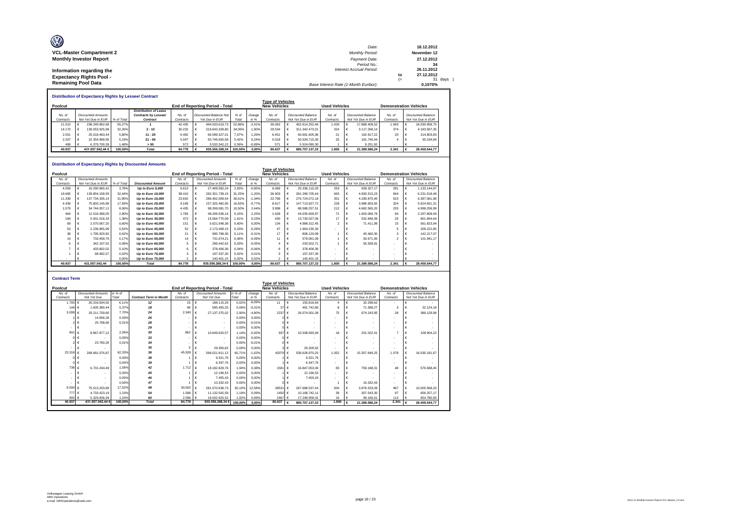**VCL-Master Compartment 2**
**Monthly Investor Report**

**Information regarding the Expectancy Rights Pool - Remaining Pool Data**

| | | |
|---|---|---|
| Date: | 18.12.2012 | |
| Monthly Period: | November 12 | |
| Payment Date: | 27.12.2012 | |
| Period No.: | 34 | |
| Interest Accrual Period: | 26.11.2012 | |
| to | 27.12.2012 | |
| (= | 31 | days ) |
| Base Interest Rate (1-Month Euribor): | 0,1070% | |

## Distribution of Expectancy Rights by Lessee/ Contract

| Poolcut | | | | End of Reporting Period - Total | | | | Type of Vehicles New Vehicles | | Used Vehicles | | Demonstration Vehicles | |
|---|---|---|---|---|---|---|---|---|---|---|---|---|---|
| No. of Contracts | Discounted Amounts Not Yet Due in EUR | % of Total | Distribution of Lease Contracts by Lessee/ Contract | No. of Contracts | Discounted Balance Not Yet Due in EUR | % of Total | change in % | No. of Contracts | Discounted Balance Not Yet Due in EUR | No. of Contracts | Discounted Balance Not Yet Due in EUR | No. of Contracts | Discounted Balance Not Yet Due in EUR |
| 21.510 | € 238.249.962,68 | 55,27% | 1 | 42.435 | € 494.533.619,73 | 52,86% | -2,41% | 39.063 | € 452.614.252,46 | 1.429 | € 17.888.408,52 | 1.943 | € 24.030.958,75 |
| 14.170 | € 139.053.925,98 | 32,26% | 2 - 10 | 30.232 | € 318.643.328,80 | 34,06% | 1,80% | 29.534 | € 311.342.473,31 | 324 | € 3.117.268,14 | 374 | € 4.183.587,35 |
| 2.551 | € 25.018.463,44 | 5,80% | 11 - 20 | 6.492 | € 66.099.327,01 | 7,07% | 1,26% | 6.451 | € 65.691.605,96 | 21 | € 192.917,22 | 20 | € 214.803,83 |
| 2.207 | € 22.354.989,95 | 5,19% | 21 - 50 | 5.047 | € 50.746.650,58 | 5,42% | 0,24% | 5.018 | € 50.534.715,30 | 25 | € 181.740,44 | 4 | € 30.194,84 |
| 499 | € 6.379.700,39 | 1,48% | > 50 | 572 | € 5.533.342,22 | 0,59% | -0,89% | 571 | € 5.524.090,30 | 1 | € 9.251,92 | - | € - |
| 40.937 | 431.057.042,44 € | 100,00% | Total | 84.778 | € 935.556.268,34 | 100,00% | 0,00% | 80.637 | € 885.707.137,33 | 1.800 | € 21.389.586,24 | 2.341 | € 28.459.544,77 |

## Distribution of Expectancy Rights by Discounted Amounts

| Poolcut | | | | End of Reporting Period - Total | | | | Type of Vehicles New Vehicles | | Used Vehicles | | Demonstration Vehicles | |
|---|---|---|---|---|---|---|---|---|---|---|---|---|---|
| No. of Contracts | Discounted Amounts Not Yet Due in EUR | % of Total | Discounted Amount | No. of Contracts | Discounted Amounts Not Yet Due in EUR | % of Total | change in % | No. of Contracts | Discounted Balance Not Yet Due in EUR | No. of Contracts | Discounted Balance Not Yet Due in EUR | No. of Contracts | Discounted Balance Not Yet Due in EUR |
| 4.059 | € 16.290.965,42 | 3,78% | Up to Euro 5,000 | 6.613 | € 27.408.582,24 | 2,93% | -0,85% | 6.069 | € 25.336.110,20 | 253 | € 939.327,17 | 291 | € 1.133.144,87 |
| 18.685 | € 139.854.158,59 | 32,44% | Up to Euro 10,000 | 38.410 | € 292.351.739,15 | 31,25% | -1,20% | 36.903 | € 281.289.705,44 | 663 | € 4.830.515,23 | 844 | € 6.231.518,48 |
| 11.339 | € 137.734.335,14 | 31,95% | Up to Euro 15,000 | 23.642 | € 286.402.009,54 | 30,61% | -1,34% | 22.768 | € 275.724.072,18 | 351 | € 4.290.875,40 | 523 | € 6.387.061,96 |
| 4.439 | € 75.803.145,89 | 17,59% | Up to Euro 20,000 | 9.169 | € 157.325.482,95 | 16,82% | -0,77% | 8.617 | € 147.713.927,72 | 228 | € 3.986.903,92 | 324 | € 5.624.651,31 |
| 1.579 | € 34.744.057,11 | 8,06% | Up to Euro 25,000 | 4.435 | € 98.269.081,70 | 10,50% | 2,44% | 3.998 | € 88.588.257,51 | 212 | € 4.682.565,20 | 225 | € 4.998.258,99 |
| 464 | € 12.518.368,05 | 2,90% | Up to Euro 30,000 | 1.783 | € 48.206.536,14 | 5,15% | 2,25% | 1.628 | € 44.035.659,87 | 71 | € 1.903.066,78 | 84 | € 2.267.809,49 |
| 184 | € 5.931.016,33 | 1,38% | Up to Euro 35,000 | 472 | € 15.064.770,09 | 1,61% | 0,23% | 430 | € 13.730.027,06 | 17 | € 532.848,39 | 25 | € 801.894,64 |
| 69 | € 2.570.067,20 | 0,60% | Up to Euro 40,000 | 151 | € 5.621.548,38 | 0,60% | 0,00% | 134 | € 4.988.312,45 | 2 | € 71.411,99 | 15 | € 561.823,94 |
| 53 | € 2.236.865,99 | 0,52% | Up to Euro 45,000 | 52 | € 2.173.458,15 | 0,23% | -0,29% | 47 | € 1.964.235,30 | - | € - | 5 | € 209.222,85 |
| 38 | € 1.795.920,82 | 0,42% | Up to Euro 50,000 | 21 | € 995.798,36 | 0,11% | -0,31% | 17 | € 808.120,99 | 1 | € 45.460,30 | 3 | € 142.217,07 |
| 14 | € 733.459,79 | 0,17% | Up to Euro 55,000 | 14 | € 731.674,21 | 0,08% | -0,09% | 11 | € 579.061,09 | 1 | € 50.671,95 | 2 | € 101.941,17 |
| 6 | € 342.197,52 | 0,08% | Up to Euro 60,000 | 5 | € 289.442,62 | 0,03% | -0,05% | 4 | € 233.502,71 | 1 | € 55.939,91 | - | € - |
| 7 | € 433.802,02 | 0,10% | Up to Euro 65,000 | 6 | € 378.406,36 | 0,04% | -0,06% | 6 | € 378.406,36 | - | € - | - | € - |
| 1 | € 68.682,57 | 0,02% | Up to Euro 70,000 | 3 | € 197.337,30 | 0,02% | 0,01% | 3 | € 197.337,30 | - | € - | - | € - |
| - | € - | 0,00% | Up to Euro 75,000 | 2 | € 140.401,15 | 0,02% | 0,02% | 2 | € 140.401,15 | - | € - | - | € - |
| 40.937 | 431.057.042,44 | 100,00% | Total | 84.778 | 935.556.268,34 € | 100,00% | 0,00% | 80.637 | € 885.707.137,33 | 1.800 | € 21.389.586,24 | 2.341 | € 28.459.544,77 |

## Contract Term

| Poolcut | | | | End of Reporting Period - Total | | | | Type of Vehicles New Vehicles | | Used Vehicles | | Demonstration Vehicles | |
|---|---|---|---|---|---|---|---|---|---|---|---|---|---|
| No. of Contracts | Discounted Amounts Not Yet Due | in % of Total | Contract Term in Month | No. of Contracts | Discounted Amounts Not Yet Due | in % of Total | change in % | No. of Contracts | Discounted Balance Not Yet Due in EUR | No. of Contracts | Discounted Balance Not Yet Due in EUR | No. of Contracts | Discounted Balance Not Yet Due in EUR |
| 1.705 | € 26.318.834,50 | 6,11% | 12 | 15 | € 188.115,26 | 0,02% | -6,09% | 11 | € 155.816,64 | 4 | € 32.298,62 | - | € - |
| 144 | € 1.605.380,44 | 0,37% | 18 | 48 | € 595.455,25 | 0,06% | -0,31% | 37 | € 491.742,80 | 8 | € 71.588,27 | 3 | € 32.124,18 |
| 3.008 | € 33.211.759,80 | 7,70% | 24 | 2.340 | € 27.137.375,02 | 2,90% | -4,80% | 2237 | € 26.074.001,09 | 75 | € 674.243,95 | 28 | € 389.129,98 |
| 1 | € 14.656,28 | 0,00% | 26 | - | € - | 0,00% | 0,00% | 0 | € - | - | € - | - | € - |
| 2 | € 25.798,66 | 0,01% | 28 | - | € - | 0,00% | -0,01% | 0 | € - | - | € - | - | € - |
| - | € - | 0,00% | 29 | - | € - | 0,00% | 0,00% | 0 | € - | - | € - | - | € - |
| 841 | € 8.867.877,12 | 2,06% | 30 | 962 | € 10.649.620,57 | 1,14% | -0,92% | 937 | € 10.338.693,94 | 18 | € 201.022,41 | 7 | € 109.904,22 |
| 0 | € - | 0,00% | 33 | - | € - | 0,00% | 0,00% | 0 | € - | - | € - | - | € - |
| 2 | € 23.760,26 | 0,01% | 34 | - | € - | 0,00% | -0,01% | 0 | € - | - | € - | - | € - |
| - | € - | | 35 | 3 | € 29.300,62 | 0,00% | 0,00% | 3 | € 29.300,62 | - | € - | - | € - |
| 23.316 | € 268.681.076,87 | 62,33% | 36 | 45.509 | € 568.021.811,12 | 60,71% | -1,62% | 43379 | € 536.628.970,20 | 1.052 | € 15.357.649,25 | 1.078 | € 16.035.191,67 |
| 0 | € - | 0,00% | 38 | 1 | € 9.321,76 | 0,00% | 0,00% | 1 | € 9.321,76 | - | € - | - | € - |
| 0 | € - | 0,00% | 39 | 1 | € 6.347,76 | 0,00% | 0,00% | 1 | € 6.347,76 | - | € - | - | € - |
| 736 | € 6.731.434,49 | 1,56% | 42 | 1.712 | € 18.182.829,76 | 1,94% | 0,38% | 1581 | € 16.847.053,00 | 83 | € 759.188,31 | 48 | € 576.588,45 |
| - | € - | 0,00% | 45 | 1 | € 12.196,53 | 0,00% | 0,00% | 1 | € 12.196,53 | - | € - | - | € - |
| - | € - | 0,00% | 46 | 1 | € 7.455,43 | 0,00% | 0,00% | 1 | € 7.455,43 | - | € - | - | € - |
| - | € - | 0,00% | 47 | 1 | € 10.332,43 | 0,00% | 0,00% | 0 | € - | 1 | € 10.332,43 | - | € - |
| 9.500 | € 75.513.203,89 | 17,52% | 48 | 30.002 | € 281.570.638,73 | 30,10% | 12,58% | 28531 | € 267.688.537,44 | 504 | € 3.876.533,09 | 967 | € 10.005.568,20 |
| 777 | € 4.733.423,19 | 1,10% | 54 | 1.586 | € 11.132.542,58 | 1,19% | 0,09% | 1450 | € 10.168.742,11 | 39 | € 307.543,30 | 97 | € 656.257,17 |
| 905 | € 5.329.836,94 | 1,24% | 60 | 2.596 | € 18.002.925,52 | 1,92% | 0,69% | 2467 | € 17.248.958,01 | 16 | € 99.186,61 | 113 | € 654.780,90 |
| 40.937 | 431.057.042,44 € | 100,00% | Total | 84.778 | 935.556.268,34 € | 100,00% | 0,00% | 80.637 | € 885.707.137,33 | 1.800 | € 21.389.586,24 | 2.341 | € 28.459.544,77 |

Volkswagen Leasing GmbH
ABS Operations
e-mail: ABSOperations@vwfs.com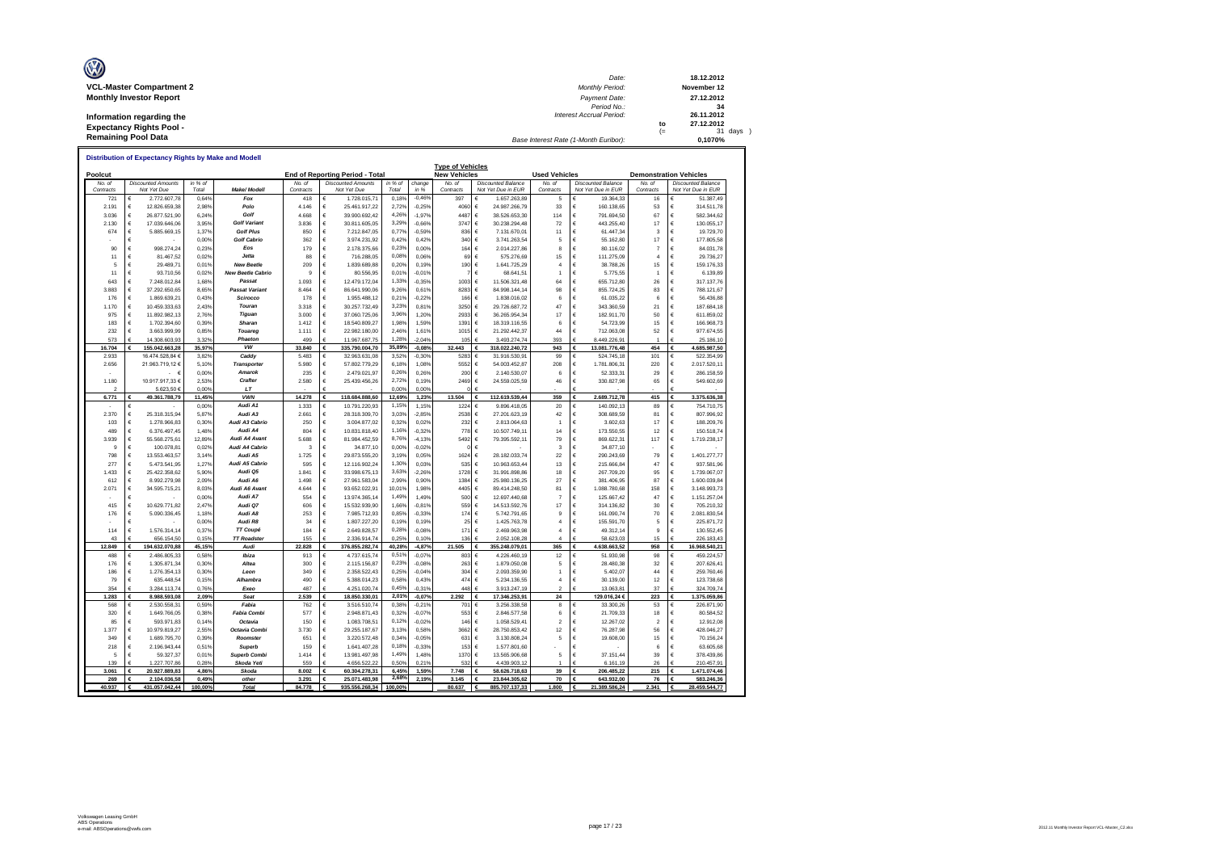**VCL-Master Compartment 2**
**Monthly Investor Report**

**Information regarding the Expectancy Rights Pool - Remaining Pool Data**

| | | | |
|---|---|---|---|
| Date: | | 18.12.2012 | |
| Monthly Period: | | November 12 | |
| Payment Date: | | 27.12.2012 | |
| Period No.: | | 34 | |
| Interest Accrual Period: | | 26.11.2012 | |
| | to | 27.12.2012 | |
| | (= | 31 | days ) |
| Base Interest Rate (1-Month Euribor): | | 0,1070% | |

**Distribution of Expectancy Rights by Make and Modell**

| Poolcut | | | | End of Reporting Period - Total | | | | Type of Vehicles New Vehicles | | Used Vehicles | | Demonstration Vehicles | |
|---|---|---|---|---|---|---|---|---|---|---|---|---|---|
| No. of Contracts | Discounted Amounts Not Yet Due | in % of Total | Make/ Modell | No. of Contracts | Discounted Amounts Not Yet Due | in % of Total | change in % | No. of Contracts | Discounted Balance Not Yet Due in EUR | No. of Contracts | Discounted Balance Not Yet Due in EUR | No. of Contracts | Discounted Balance Not Yet Due in EUR |
| 721 | € 2.772.607,78 | 0,64% | Fox | 418 | € 1.728.015,71 | 0,18% | -0,46% | 397 | € 1.657.263,89 | 5 | € 19.364,33 | 16 | € 51.387,49 |
| 2.191 | € 12.826.659,38 | 2,98% | Polo | 4.146 | € 25.461.917,22 | 2,72% | -0,25% | 4060 | € 24.987.266,79 | 33 | € 160.138,65 | 53 | € 314.511,78 |
| 3.036 | € 26.877.521,90 | 6,24% | Golf | 4.668 | € 39.900.692,42 | 4,26% | -1,97% | 4487 | € 38.526.653,30 | 114 | € 791.694,50 | 67 | € 582.344,62 |
| 2.130 | € 17.039.646,06 | 3,95% | Golf Variant | 3.836 | € 30.811.605,05 | 3,29% | -0,66% | 3747 | € 30.238.294,48 | 72 | € 443.255,40 | 17 | € 130.055,17 |
| 674 | € 5.885.669,15 | 1,37% | Golf Plus | 850 | € 7.212.847,05 | 0,77% | -0,59% | 836 | € 7.131.670,01 | 11 | € 61.447,34 | 3 | € 19.729,70 |
| - | € - | 0,00% | Golf Cabrio | 362 | € 3.974.231,92 | 0,42% | 0,42% | 340 | € 3.741.263,54 | 5 | € 55.162,80 | 17 | € 177.805,58 |
| 90 | € 998.274,24 | 0,23% | Eos | 179 | € 2.178.375,66 | 0,23% | 0,00% | 164 | € 2.014.227,86 | 8 | € 80.116,02 | 7 | € 84.031,78 |
| 11 | € 81.467,52 | 0,02% | Jetta | 88 | € 716.288,05 | 0,08% | 0,06% | 69 | € 575.276,69 | 15 | € 111.275,09 | 4 | € 29.736,27 |
| 5 | € 29.489,71 | 0,01% | New Beetle | 209 | € 1.839.689,88 | 0,20% | 0,19% | 190 | € 1.641.725,29 | 4 | € 38.788,26 | 15 | € 159.176,33 |
| 11 | € 93.710,56 | 0,02% | New Beetle Cabrio | 9 | € 80.556,95 | 0,01% | -0,01% | 7 | € 68.641,51 | 1 | € 5.775,55 | 1 | € 6.139,89 |
| 643 | € 7.248.012,84 | 1,68% | Passat | 1.093 | € 12.479.172,04 | 1,33% | -0,35% | 1003 | € 11.506.321,48 | 64 | € 655.712,80 | 26 | € 317.137,76 |
| 3.883 | € 37.292.650,65 | 8,65% | Passat Variant | 8.464 | € 86.641.990,06 | 9,26% | 0,61% | 8283 | € 84.998.144,14 | 98 | € 855.724,25 | 83 | € 788.121,67 |
| 176 | € 1.869.639,21 | 0,43% | Scirocco | 178 | € 1.955.488,12 | 0,21% | -0,22% | 166 | € 1.838.016,02 | 6 | € 61.035,22 | 6 | € 56.436,88 |
| 1.170 | € 10.459.333,63 | 2,43% | Touran | 3.318 | € 30.257.732,49 | 3,23% | 0,81% | 3250 | € 29.726.687,72 | 47 | € 343.360,59 | 21 | € 187.684,18 |
| 975 | € 11.892.982,13 | 2,76% | Tiguan | 3.000 | € 37.060.725,06 | 3,96% | 1,20% | 2933 | € 36.265.954,34 | 17 | € 182.911,70 | 50 | € 611.859,02 |
| 183 | € 1.702.394,60 | 0,39% | Sharan | 1.412 | € 18.540.809,27 | 1,98% | 1,59% | 1391 | € 18.319.116,55 | 6 | € 54.723,99 | 15 | € 166.968,73 |
| 232 | € 3.663.999,99 | 0,85% | Touareg | 1.111 | € 22.982.180,00 | 2,46% | 1,61% | 1015 | € 21.292.442,37 | 44 | € 712.063,08 | 52 | € 977.674,55 |
| 573 | € 14.308.603,93 | 3,32% | Phaeton | 499 | € 11.967.687,75 | 1,28% | -2,04% | 105 | € 3.493.274,74 | 393 | € 8.449.226,91 | 1 | € 25.186,10 |
| 16.704 | € 155.042.663,28 | 35,97% | VW | 33.840 | € 335.790.004,70 | 35,89% | -0,08% | 32.443 | € 318.022.240,72 | 943 | € 13.081.776,48 | 454 | € 4.685.987,50 |
| 2.933 | 16.474.528,84 € | 3,82% | Caddy | 5.483 | € 32.963.631,08 | 3,52% | -0,30% | 5283 | € 31.916.530,91 | 99 | € 524.745,18 | 101 | € 522.354,99 |
| 2.656 | 21.963.719,12 € | 5,10% | Transporter | 5.980 | € 57.802.779,29 | 6,18% | 1,08% | 5552 | € 54.003.452,87 | 208 | € 1.781.806,31 | 220 | € 2.017.520,11 |
| - | - € | 0,00% | Amarok | 235 | € 2.479.021,97 | 0,26% | 0,26% | 200 | € 2.140.530,07 | 6 | € 52.333,31 | 29 | € 286.158,59 |
| 1.180 | 10.917.917,33 € | 2,53% | Crafter | 2.580 | € 25.439.456,26 | 2,72% | 0,19% | 2469 | € 24.559.025,59 | 46 | € 330.827,98 | 65 | € 549.602,69 |
| 2 | 5.623,50 € | 0,00% | LT | - | € - | 0,00% | 0,00% | 0 | € - | - | € - | - | € - |
| 6.771 | € 49.361.788,79 | 11,45% | VWN | 14.278 | € 118.684.888,60 | 12,69% | 1,23% | 13.504 | € 112.619.539,44 | 359 | € 2.689.712,78 | 415 | € 3.375.636,38 |
| - | € - | 0,00% | Audi A1 | 1.333 | € 10.791.220,93 | 1,15% | 1,15% | 1224 | € 9.896.418,05 | 20 | € 140.092,13 | 89 | € 754.710,75 |
| 2.370 | € 25.318.315,94 | 5,87% | Audi A3 | 2.661 | € 28.318.309,70 | 3,03% | -2,85% | 2538 | € 27.201.623,19 | 42 | € 308.689,59 | 81 | € 807.996,92 |
| 103 | € 1.278.966,83 | 0,30% | Audi A3 Cabrio | 250 | € 3.004.877,02 | 0,32% | 0,02% | 232 | € 2.813.064,63 | 1 | € 3.602,63 | 17 | € 188.209,76 |
| 489 | € 6.376.497,45 | 1,48% | Audi A4 | 804 | € 10.831.818,40 | 1,16% | -0,32% | 778 | € 10.507.749,11 | 14 | € 173.550,55 | 12 | € 150.518,74 |
| 3.939 | € 55.568.275,61 | 12,89% | Audi A4 Avant | 5.688 | € 81.984.452,59 | 8,76% | -4,13% | 5492 | € 79.395.592,11 | 79 | € 869.622,31 | 117 | € 1.719.238,17 |
| 9 | € 100.078,81 | 0,02% | Audi A4 Cabrio | 3 | € 34.877,10 | 0,00% | -0,02% | 0 | € - | 3 | € 34.877,10 | - | € - |
| 798 | € 13.553.463,57 | 3,14% | Audi A5 | 1.725 | € 29.873.555,20 | 3,19% | 0,05% | 1624 | € 28.182.033,74 | 22 | € 290.243,69 | 79 | € 1.401.277,77 |
| 277 | € 5.473.541,95 | 1,27% | Audi A5 Cabrio | 595 | € 12.116.902,24 | 1,30% | 0,03% | 535 | € 10.963.653,44 | 13 | € 215.666,84 | 47 | € 937.581,96 |
| 1.433 | € 25.422.358,52 | 5,90% | Audi Q5 | 1.841 | € 33.998.675,13 | 3,63% | -2,26% | 1728 | € 31.991.898,86 | 18 | € 267.709,20 | 95 | € 1.739.067,07 |
| 612 | € 8.992.279,98 | 2,09% | Audi A6 | 1.498 | € 27.961.583,04 | 2,99% | 0,90% | 1384 | € 25.980.136,25 | 27 | € 381.406,95 | 87 | € 1.600.039,84 |
| 2.071 | € 34.595.715,21 | 8,03% | Audi A6 Avant | 4.644 | € 93.652.022,91 | 10,01% | 1,98% | 4405 | € 89.414.248,50 | 81 | € 1.088.780,68 | 158 | € 3.148.993,73 |
| - | € - | 0,00% | Audi A7 | 554 | € 13.974.365,14 | 1,49% | 1,49% | 500 | € 12.697.440,68 | 7 | € 125.667,42 | 47 | € 1.151.257,04 |
| 415 | € 10.629.771,82 | 2,47% | Audi Q7 | 606 | € 15.532.939,90 | 1,66% | -0,81% | 559 | € 14.513.592,76 | 17 | € 314.136,82 | 30 | € 705.210,32 |
| 176 | € 5.090.336,45 | 1,18% | Audi A8 | 253 | € 7.985.712,93 | 0,85% | -0,33% | 174 | € 5.742.791,65 | 9 | € 161.090,74 | 70 | € 2.081.830,54 |
| - | € - | 0,00% | Audi R8 | 34 | € 1.807.227,20 | 0,19% | 0,19% | 25 | € 1.425.763,78 | 4 | € 155.591,70 | 5 | € 225.871,72 |
| 114 | € 1.576.314,14 | 0,37% | TT Coupé | 184 | € 2.649.828,57 | 0,28% | -0,08% | 171 | € 2.469.963,98 | 4 | € 49.312,14 | 9 | € 130.552,45 |
| 43 | € 656.154,50 | 0,15% | TT Roadster | 155 | € 2.336.914,74 | 0,25% | 0,10% | 136 | € 2.052.108,28 | 4 | € 58.623,03 | 15 | € 226.183,43 |
| 12.849 | € 194.632.070,88 | 45,15% | Audi | 22.828 | € 376.855.282,74 | 40,28% | -4,87% | 21.505 | € 355.248.079,01 | 365 | € 4.638.663,52 | 958 | € 16.968.540,21 |
| 488 | € 2.486.805,33 | 0,58% | Ibiza | 913 | € 4.737.615,74 | 0,51% | -0,07% | 803 | € 4.226.460,19 | 12 | € 51.930,98 | 98 | € 459.224,57 |
| 176 | € 1.305.871,34 | 0,30% | Altea | 300 | € 2.115.156,87 | 0,23% | -0,08% | 263 | € 1.879.050,08 | 5 | € 28.480,38 | 32 | € 207.626,41 |
| 186 | € 1.276.354,13 | 0,30% | Leon | 349 | € 2.358.522,43 | 0,25% | -0,04% | 304 | € 2.093.359,90 | 1 | € 5.402,07 | 44 | € 259.760,46 |
| 79 | € 635.448,54 | 0,15% | Alhambra | 490 | € 5.388.014,23 | 0,58% | 0,43% | 474 | € 5.234.136,55 | 4 | € 30.139,00 | 12 | € 123.738,68 |
| 354 | € 3.284.113,74 | 0,76% | Exeo | 487 | € 4.251.020,74 | 0,45% | -0,31% | 448 | € 3.913.247,19 | 2 | € 13.063,81 | 37 | € 324.709,74 |
| 1.283 | € 8.988.593,08 | 2,09% | Seat | 2.539 | € 18.850.330,01 | 2,01% | -0,07% | 2.292 | € 17.346.253,91 | 24 | 129.016,24 € | 223 | € 1.375.059,86 |
| 568 | € 2.530.558,31 | 0,59% | Fabia | 762 | € 3.516.510,74 | 0,38% | -0,21% | 701 | € 3.256.338,58 | 8 | € 33.300,26 | 53 | € 226.871,90 |
| 320 | € 1.649.766,05 | 0,38% | Fabia Combi | 577 | € 2.948.871,43 | 0,32% | -0,07% | 553 | € 2.846.577,58 | 6 | € 21.709,33 | 18 | € 80.584,52 |
| 85 | € 593.971,83 | 0,14% | Octavia | 150 | € 1.083.708,51 | 0,12% | -0,02% | 146 | € 1.058.529,41 | 2 | € 12.267,02 | 2 | € 12.912,08 |
| 1.377 | € 10.979.819,27 | 2,55% | Octavia Combi | 3.730 | € 29.255.187,67 | 3,13% | 0,58% | 3662 | € 28.750.853,42 | 12 | € 76.287,98 | 56 | € 428.046,27 |
| 349 | € 1.689.795,70 | 0,39% | Roomster | 651 | € 3.220.572,48 | 0,34% | -0,05% | 631 | € 3.130.808,24 | 5 | € 19.608,00 | 15 | € 70.156,24 |
| 218 | € 2.196.943,44 | 0,51% | Superb | 159 | € 1.641.407,28 | 0,18% | -0,33% | 153 | € 1.577.801,60 | - | € - | 6 | € 63.605,68 |
| 5 | € 59.327,37 | 0,01% | Superb Combi | 1.414 | € 13.981.497,98 | 1,49% | 1,48% | 1370 | € 13.565.906,68 | 5 | € 37.151,44 | 39 | € 378.439,86 |
| 139 | € 1.227.707,86 | 0,28% | Skoda Yeti | 559 | € 4.656.522,22 | 0,50% | 0,21% | 532 | € 4.439.903,12 | 1 | € 6.161,19 | 26 | € 210.457,91 |
| 3.061 | € 20.927.889,83 | 4,86% | Skoda | 8.002 | € 60.304.278,31 | 6,45% | 1,59% | 7.748 | € 58.626.718,63 | 39 | € 206.485,22 | 215 | € 1.471.074,46 |
| 269 | € 2.104.036,58 | 0,49% | other | 3.291 | € 25.071.483,98 | 2,68% | 2,19% | 3.145 | € 23.844.305,62 | 70 | € 643.932,00 | 76 | € 583.246,36 |
| 40.937 | € 431.057.042,44 | 100,00% | Total | 84.778 | € 935.556.268,34 | 100,00% | | 80.637 | € 885.707.137,33 | 1.800 | € 21.389.586,24 | 2.341 | € 28.459.544,77 |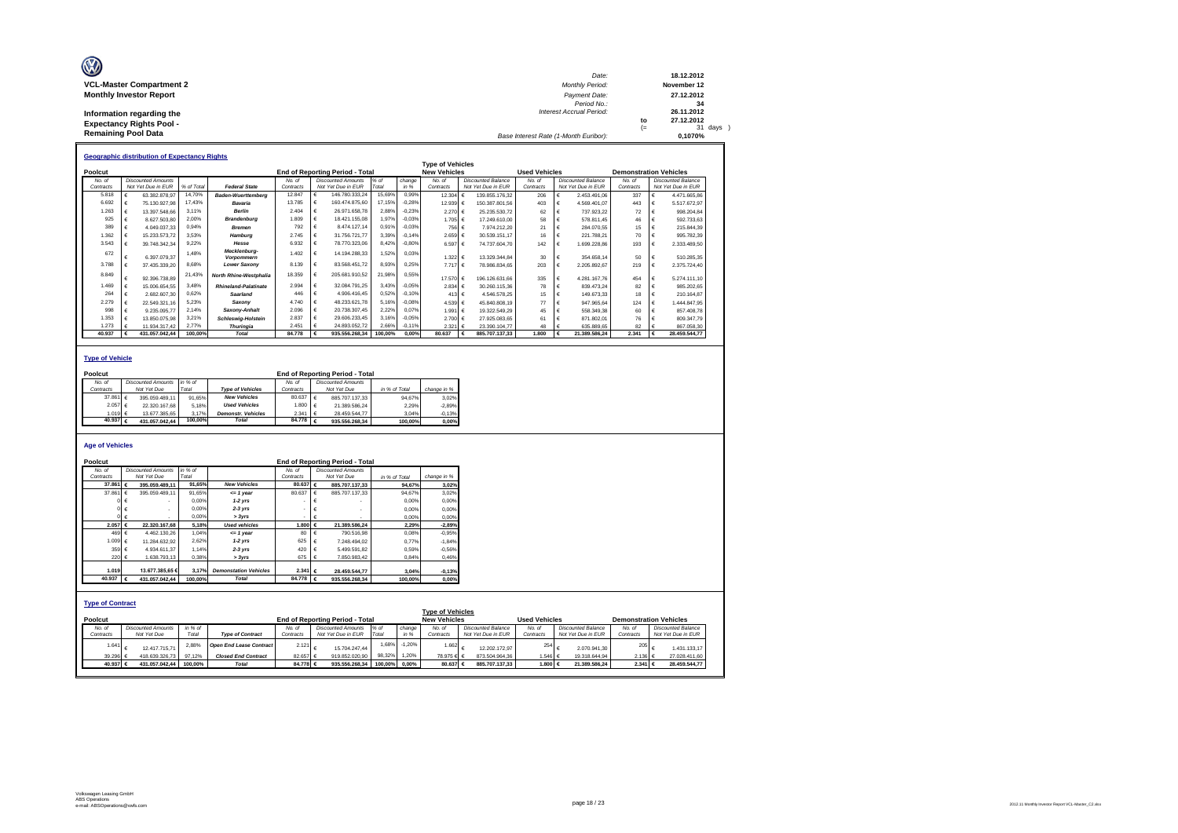**VCL-Master Compartment 2**
**Monthly Investor Report**

**Information regarding the Expectancy Rights Pool - Remaining Pool Data**

| | | |
|---|---|---|
| Date: | | 18.12.2012 |
| Monthly Period: | | November 12 |
| Payment Date: | | 27.12.2012 |
| Period No.: | | 34 |
| Interest Accrual Period: | | 26.11.2012 |
| | to | 27.12.2012 |
| | (= | 31 days ) |
| Base Interest Rate (1-Month Euribor): | | 0,1070% |

### Geographic distribution of Expectancy Rights

| Poolcut | | | | End of Reporting Period - Total | | | | Type of Vehicles: New Vehicles | | Used Vehicles | | Demonstration Vehicles | |
|---|---|---|---|---|---|---|---|---|---|---|---|---|---|
| No. of Contracts | Discounted Amounts Not Yet Due in EUR | % of Total | Federal State | No. of Contracts | Discounted Amounts Not Yet Due in EUR | % of Total | change in % | No. of Contracts | Discounted Balance Not Yet Due in EUR | No. of Contracts | Discounted Balance Not Yet Due in EUR | No. of Contracts | Discounted Balance Not Yet Due in EUR |
| 5.818 | € 63.382.878,97 | 14,70% | Baden-Wuerttemberg | 12.847 | € 146.780.333,24 | 15,69% | 0,99% | 12.304 | € 139.855.176,32 | 206 | € 2.453.491,06 | 337 | € 4.471.665,86 |
| 6.692 | € 75.130.927,98 | 17,43% | Bavaria | 13.785 | € 160.474.875,60 | 17,15% | -0,28% | 12.939 | € 150.387.801,56 | 403 | € 4.569.401,07 | 443 | € 5.517.672,97 |
| 1.263 | € 13.397.548,66 | 3,11% | Berlin | 2.404 | € 26.971.658,78 | 2,88% | -0,23% | 2.270 | € 25.235.530,72 | 62 | € 737.923,22 | 72 | € 998.204,84 |
| 925 | € 8.627.503,80 | 2,00% | Brandenburg | 1.809 | € 18.421.155,08 | 1,97% | -0,03% | 1.705 | € 17.249.610,00 | 58 | € 578.811,45 | 46 | € 592.733,63 |
| 389 | € 4.049.037,33 | 0,94% | Bremen | 792 | € 8.474.127,14 | 0,91% | -0,03% | 756 | € 7.974.212,20 | 21 | € 284.070,55 | 15 | € 215.844,39 |
| 1.362 | € 15.233.573,72 | 3,53% | Hamburg | 2.745 | € 31.756.721,77 | 3,39% | -0,14% | 2.659 | € 30.539.151,17 | 16 | € 221.788,21 | 70 | € 995.782,39 |
| 3.543 | € 39.748.342,34 | 9,22% | Hesse | 6.932 | € 78.770.323,06 | 8,42% | -0,80% | 6.597 | € 74.737.604,70 | 142 | € 1.699.228,86 | 193 | € 2.333.489,50 |
| 672 | € 6.397.079,37 | 1,48% | Mecklenburg-Vorpommern | 1.402 | € 14.194.288,33 | 1,52% | 0,03% | 1.322 | € 13.329.344,84 | 30 | € 354.658,14 | 50 | € 510.285,35 |
| 3.788 | € 37.435.339,20 | 8,68% | Lower Saxony | 8.139 | € 83.568.451,72 | 8,93% | 0,25% | 7.717 | € 78.986.834,65 | 203 | € 2.205.892,67 | 219 | € 2.375.724,40 |
| 8.849 | € 92.396.738,89 | 21,43% | North Rhine-Westphalia | 18.359 | € 205.681.910,52 | 21,98% | 0,55% | 17.570 | € 196.126.631,66 | 335 | € 4.281.167,76 | 454 | € 5.274.111,10 |
| 1.469 | € 15.006.654,55 | 3,48% | Rhineland-Palatinate | 2.994 | € 32.084.791,25 | 3,43% | -0,05% | 2.834 | € 30.260.115,36 | 78 | € 839.473,24 | 82 | € 985.202,65 |
| 264 | € 2.682.607,30 | 0,62% | Saarland | 446 | € 4.906.416,45 | 0,52% | -0,10% | 413 | € 4.546.578,25 | 15 | € 149.673,33 | 18 | € 210.164,87 |
| 2.279 | € 22.549.321,16 | 5,23% | Saxony | 4.740 | € 48.233.621,78 | 5,16% | -0,08% | 4.539 | € 45.840.808,19 | 77 | € 947.965,64 | 124 | € 1.444.847,95 |
| 998 | € 9.235.095,77 | 2,14% | Saxony-Anhalt | 2.096 | € 20.738.307,45 | 2,22% | 0,07% | 1.991 | € 19.322.549,29 | 45 | € 558.349,38 | 60 | € 857.408,78 |
| 1.353 | € 13.850.075,98 | 3,21% | Schleswig-Holstein | 2.837 | € 29.606.233,45 | 3,16% | -0,05% | 2.700 | € 27.925.083,65 | 61 | € 871.802,01 | 76 | € 809.347,79 |
| 1.273 | € 11.934.317,42 | 2,77% | Thuringia | 2.451 | € 24.893.052,72 | 2,66% | -0,11% | 2.321 | € 23.390.104,77 | 48 | € 635.889,65 | 82 | € 867.058,30 |
| **40.937** | **€ 431.057.042,44** | **100,00%** | **Total** | **84.778** | **€ 935.556.268,34** | **100,00%** | **0,00%** | **80.637** | **€ 885.707.137,33** | **1.800** | **€ 21.389.586,24** | **2.341** | **€ 28.459.544,77** |

### Type of Vehicle

| Poolcut | | | | End of Reporting Period - Total | | | |
|---|---|---|---|---|---|---|---|
| No. of Contracts | Discounted Amounts Not Yet Due | in % of Total | Type of Vehicles | No. of Contracts | Discounted Amounts Not Yet Due | in % of Total | change in % |
| 37.861 | € 395.059.489,11 | 91,65% | New Vehicles | 80.637 | € 885.707.137,33 | 94,67% | 3,02% |
| 2.057 | € 22.320.167,68 | 5,18% | Used Vehicles | 1.800 | € 21.389.586,24 | 2,29% | -2,89% |
| 1.019 | € 13.677.385,65 | 3,17% | Demonstr. Vehicles | 2.341 | € 28.459.544,77 | 3,04% | -0,13% |
| **40.937** | **€ 431.057.042,44** | **100,00%** | **Total** | **84.778** | **€ 935.556.268,34** | **100,00%** | **0,00%** |

### Age of Vehicles

| Poolcut | | | | End of Reporting Period - Total | | | |
|---|---|---|---|---|---|---|---|
| No. of Contracts | Discounted Amounts Not Yet Due | in % of Total | | No. of Contracts | Discounted Amounts Not Yet Due | in % of Total | change in % |
| **37.861** | **€ 395.059.489,11** | **91,65%** | **New Vehicles** | **80.637** | **€ 885.707.137,33** | **94,67%** | **3,02%** |
| 37.861 | € 395.059.489,11 | 91,65% | <= 1 year | 80.637 | € 885.707.137,33 | 94,67% | 3,02% |
| 0 | € - | 0,00% | 1-2 yrs | - | € - | 0,00% | 0,00% |
| 0 | € - | 0,00% | 2-3 yrs | - | € - | 0,00% | 0,00% |
| 0 | € - | 0,00% | > 3yrs | - | € - | 0,00% | 0,00% |
| **2.057** | **€ 22.320.167,68** | **5,18%** | **Used vehicles** | **1.800** | **€ 21.389.586,24** | **2,29%** | **-2,89%** |
| 469 | € 4.462.130,26 | 1,04% | <= 1 year | 80 | € 790.516,98 | 0,08% | -0,95% |
| 1.009 | € 11.284.632,92 | 2,62% | 1-2 yrs | 625 | € 7.248.494,02 | 0,77% | -1,84% |
| 359 | € 4.934.611,37 | 1,14% | 2-3 yrs | 420 | € 5.499.591,82 | 0,59% | -0,56% |
| 220 | € 1.638.793,13 | 0,38% | > 3yrs | 675 | € 7.850.983,42 | 0,84% | 0,46% |
| **1.019** | **13.677.385,65 €** | **3,17%** | **Demonstation Vehicles** | **2.341** | **€ 28.459.544,77** | **3,04%** | **-0,13%** |
| **40.937** | **€ 431.057.042,44** | **100,00%** | **Total** | **84.778** | **€ 935.556.268,34** | **100,00%** | **0,00%** |

### Type of Contract

| Poolcut | | | | End of Reporting Period - Total | | | | Type of Vehicles: New Vehicles | | Used Vehicles | | Demonstration Vehicles | |
|---|---|---|---|---|---|---|---|---|---|---|---|---|---|
| No. of Contracts | Discounted Amounts Not Yet Due | in % of Total | Type of Contract | No. of Contracts | Discounted Amounts Not Yet Due in EUR | % of Total | change in % | No. of Contracts | Discounted Balance Not Yet Due in EUR | No. of Contracts | Discounted Balance Not Yet Due in EUR | No. of Contracts | Discounted Balance Not Yet Due in EUR |
| 1.641 | € 12.417.715,71 | 2,88% | Open End Lease Contract | 2.121 | € 15.704.247,44 | 1,68% | -1,20% | 1.662 | € 12.202.172,97 | 254 | € 2.070.941,30 | 205 | € 1.431.133,17 |
| 39.296 | € 418.639.326,73 | 97,12% | Closed End Contract | 82.657 | € 919.852.020,90 | 98,32% | 1,20% | 78.975 | € 873.504.964,36 | 1.546 | € 19.318.644,94 | 2.136 | € 27.028.411,60 |
| **40.937** | **€ 431.057.042,44** | **100,00%** | **Total** | **84.778** | **€ 935.556.268,34** | **100,00%** | **0,00%** | **80.637** | **€ 885.707.137,33** | **1.800** | **€ 21.389.586,24** | **2.341** | **€ 28.459.544,77** |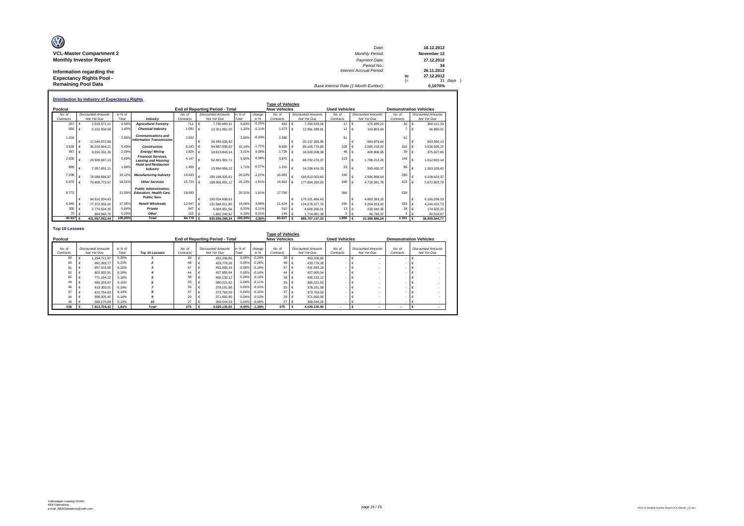**VCL-Master Compartment 2**
**Monthly Investor Report**

**Information regarding the Expectancy Rights Pool - Remaining Pool Data**

| | | |
|---|---|---|
| Date: | 18.12.2012 | |
| Monthly Period: | November 12 | |
| Payment Date: | 27.12.2012 | |
| Period No.: | 34 | |
| Interest Accrual Period: | 26.11.2012 | |
| | to | 27.12.2012 |
| | (= | 31 days ) |
| Base Interest Rate (1-Month Euribor): | 0,1070% | |

## Distribution by Industry of Expectancy Rights

| Poolcut | | | | End of Reporting Period - Total | | | | Type of Vehicles New Vehicles | | Used Vehicles | | Demonstration Vehicles | |
|---|---|---|---|---|---|---|---|---|---|---|---|---|---|
| No. of Contracts | Discounted Amounts Not Yet Due | in % of Total | Industry | No. of Contracts | Discounted Amounts Not Yet Due | in % of Total | change in % | No. of Contracts | Discounted Amounts Not Yet Due | No. of Contracts | Discounted Amounts Not Yet Due | No. of Contracts | Discounted Amounts Not Yet Due |
| 257 | € 2.519.571,21 | 0,58% | Agriculture/ Forestry | 711 | € 7.790.683,31 | 0,83% | -0,25% | 662 | € 7.250.633,06 | 17 | € 175.939,22 | 32 | € 364.111,03 |
| 566 | € 6.162.558,95 | 1,43% | Chemical Industry | 1.091 | € 12.321.952,25 | 1,32% | 0,11% | 1.073 | € 12.061.288,81 | 11 | € 163.803,43 | 7 | € 96.860,01 |
| 1.204 | € 12.049.572,89 | 2,80% | Communications and Information Transmission | 2.502 | € 26.455.535,42 | 2,83% | -0,03% | 2.380 | € 25.137.265,85 | 61 | € 664.679,44 | 61 | € 653.590,13 |
| 3.839 | € 36.316.564,21 | 8,43% | Construction | 9.243 | € 94.887.508,02 | 10,14% | -1,72% | 8.699 | € 89.165.779,85 | 228 | € 2.085.218,92 | 316 | € 3.636.509,25 |
| 987 | € 9.016.331,36 | 2,09% | Energy/ Mining | 1.824 | € 18.813.843,14 | 2,01% | 0,08% | 1.739 | € 18.028.008,39 | 46 | € 409.906,95 | 39 | € 375.927,80 |
| 2.030 | € 24.508.697,13 | 5,69% | Financial Services, Leasing and Housing | 4.147 | € 52.401.301,71 | 5,60% | 0,08% | 3.875 | € 48.702.274,37 | 123 | € 1.786.212,20 | 149 | € 1.912.815,14 |
| 689 | € 7.057.651,11 | 1,64% | Hotel and Restaurant Industry | 1.455 | € 15.994.956,12 | 1,71% | -0,07% | 1.316 | € 14.338.416,33 | 53 | € 593.430,37 | 86 | € 1.063.109,42 |
| 7.298 | € 78.089.686,97 | 18,12% | Manufacturing Industry | 16.633 | € 190.168.325,61 | 20,33% | -2,21% | 16.063 | € 183.513.003,60 | 240 | € 2.546.898,64 | 330 | € 4.108.423,37 |
| 6.970 | € 79.809.772,87 | 18,51% | Other Services | 15.733 | € 188.306.051,12 | 20,13% | -1,61% | 14.962 | € 177.894.355,55 | 349 | € 4.739.091,78 | 422 | € 5.672.603,79 |
| 9.772 | € 94.510.204,43 | 21,93% | Public Administration, Education, Health Care, Public Serv. | 18.692 | € 190.024.898,61 | 20,31% | 1,61% | 17.790 | € 179.221.466,43 | 364 | € 4.683.393,15 | 538 | € 6.120.039,03 |
| 6.945 | € 77.372.066,20 | 17,95% | Retail/ Wholesale | 12.047 | € 131.584.011,85 | 14,06% | 3,88% | 11.424 | € 124.079.377,70 | 290 | € 3.264.223,42 | 333 | € 4.240.410,73 |
| 305 | € 2.779.524,35 | 0,64% | Private | 547 | € 5.004.951,56 | 0,53% | 0,11% | 510 | € 4.600.286,01 | 13 | € 230.040,35 | 24 | € 174.625,20 |
| 75 | € 864.840,76 | 0,20% | Other | 153 | € 1.802.249,62 | 0,19% | 0,01% | 144 | € 1.714.981,38 | 5 | € 46.748,37 | 4 | € 40.519,87 |
| 40.937 | € 431.057.042,44 | 100,00% | Total | 84.778 | € 935.556.268,34 | 100,00% | 0,00% | 80.637 | € 885.707.137,33 | 1.800 | € 21.389.586,24 | 2.341 | € 28.459.544,77 |

## Top 10 Lessees

| Poolcut | | | | End of Reporting Period - Total | | | | Type of Vehicles New Vehicles | | Used Vehicles | | Demonstration Vehicles | |
|---|---|---|---|---|---|---|---|---|---|---|---|---|---|
| No. of Contracts | Discounted Amounts Not Yet Due | in % of Total | Top 10 Lessees | No. of Contracts | Discounted Amounts Not Yet Due | in % of Total | change in % | No. of Contracts | Discounted Amounts Not Yet Due | No. of Contracts | Discounted Amounts Not Yet Due | No. of Contracts | Discounted Amounts Not Yet Due |
| 60 | € 1.234.721,87 | 0,29% | 1 | 39 | € 453.206,85 | 0,05% | -0,24% | 39 | € 453.206,85 | - | € - | - | € - |
| 63 | € 991.393,77 | 0,23% | 2 | 48 | € 433.779,28 | 0,05% | -0,18% | 48 | € 433.779,28 | - | € - | - | € - |
| 61 | € 957.316,85 | 0,22% | 3 | 47 | € 431.683,18 | 0,05% | -0,18% | 47 | € 431.683,18 | - | € - | - | € - |
| 52 | € 802.592,91 | 0,19% | 4 | 44 | € 427.955,04 | 0,05% | -0,14% | 44 | € 427.955,04 | - | € - | - | € - |
| 62 | € 771.194,22 | 0,18% | 5 | 38 | € 400.132,12 | 0,04% | -0,14% | 38 | € 400.132,12 | - | € - | - | € - |
| 44 | € 659.203,87 | 0,15% | 6 | 33 | € 380.221,62 | 0,04% | -0,11% | 33 | € 380.221,62 | - | € - | - | € - |
| 46 | € 619.350,01 | 0,14% | 7 | 33 | € 378.151,58 | 0,04% | -0,10% | 33 | € 378.151,58 | - | € - | - | € - |
| 57 | € 610.754,63 | 0,14% | 8 | 37 | € 373.763,59 | 0,04% | -0,10% | 37 | € 373.763,59 | - | € - | - | € - |
| 44 | € 598.005,45 | 0,14% | 9 | 29 | € 371.692,95 | 0,04% | -0,10% | 29 | € 371.692,95 | - | € - | - | € - |
| 49 | € 568.170,84 | 0,13% | 10 | 27 | € 369.544,29 | 0,04% | -0,09% | 27 | € 369.544,29 | - | € - | - | € - |
| 538 | € 7.812.704,42 | 1,81% | Total | 375 | € 4.020.130,50 | -0,95% | -1,38% | 375 | € 4.020.130,50 | - | € - | - | € - |

Volkswagen Leasing GmbH
ABS Operations
e-mail: ABSOperations@vwfs.com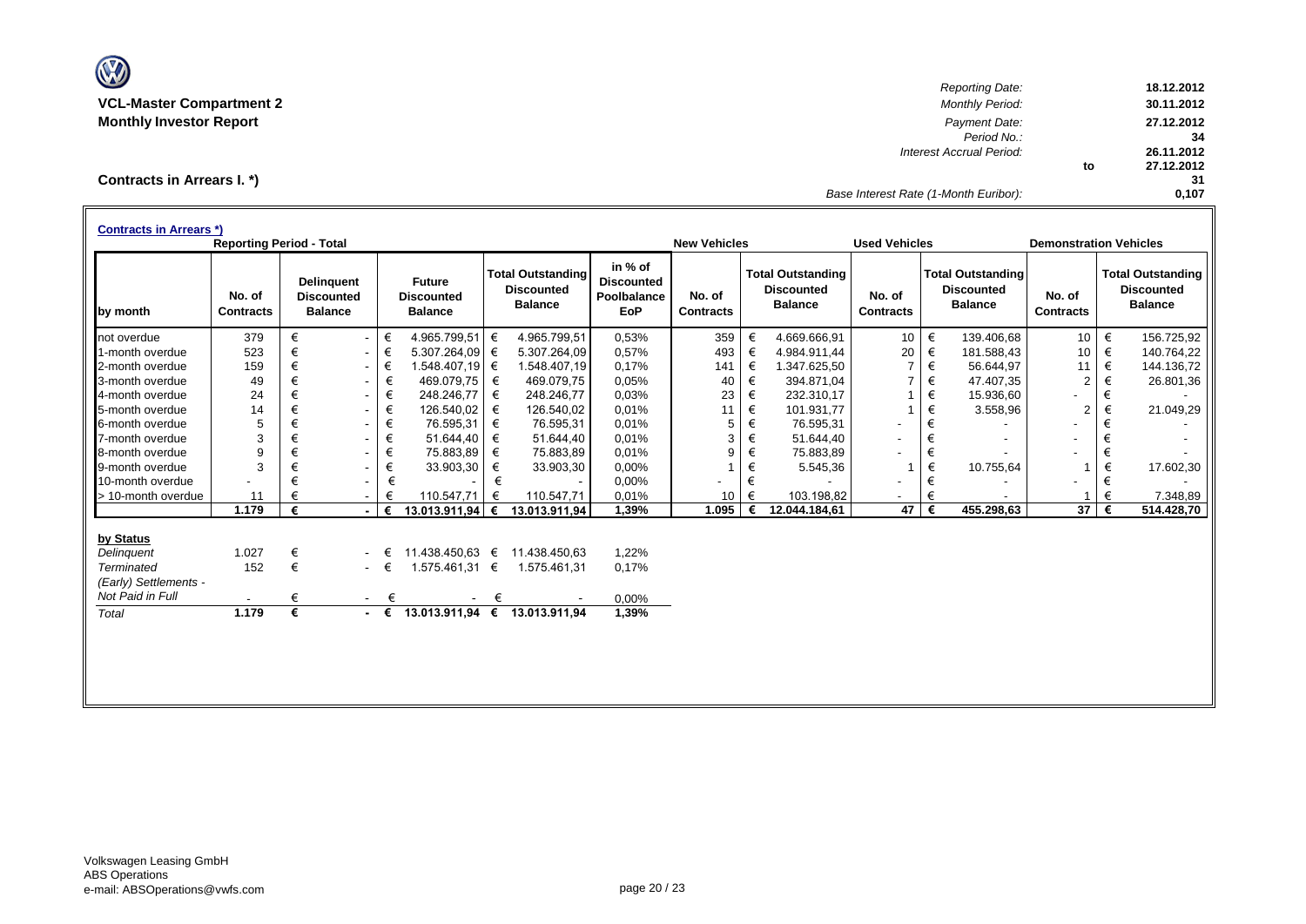**VCL-Master Compartment 2**
**Monthly Investor Report**

| | | |
|---|---|---|
| *Reporting Date:* | | **18.12.2012** |
| *Monthly Period:* | | **30.11.2012** |
| *Payment Date:* | | **27.12.2012** |
| *Period No.:* | | **34** |
| *Interest Accrual Period:* | | **26.11.2012** |
| | to | **27.12.2012** |
| | | **31** |
| *Base Interest Rate (1-Month Euribor):* | | **0,107** |

## Contracts in Arrears I. *)

**Contracts in Arrears *)**

| | Reporting Period - Total | | | | | New Vehicles | | Used Vehicles | | Demonstration Vehicles | |
|---|---|---|---|---|---|---|---|---|---|---|---|
| by month | No. of Contracts | Delinquent Discounted Balance | Future Discounted Balance | Total Outstanding Discounted Balance | in % of Discounted Poolbalance EoP | No. of Contracts | Total Outstanding Discounted Balance | No. of Contracts | Total Outstanding Discounted Balance | No. of Contracts | Total Outstanding Discounted Balance |
| not overdue | 379 | € - | € 4.965.799,51 | € 4.965.799,51 | 0,53% | 359 | € 4.669.666,91 | 10 | € 139.406,68 | 10 | € 156.725,92 |
| 1-month overdue | 523 | € - | € 5.307.264,09 | € 5.307.264,09 | 0,57% | 493 | € 4.984.911,44 | 20 | € 181.588,43 | 10 | € 140.764,22 |
| 2-month overdue | 159 | € - | € 1.548.407,19 | € 1.548.407,19 | 0,17% | 141 | € 1.347.625,50 | 7 | € 56.644,97 | 11 | € 144.136,72 |
| 3-month overdue | 49 | € - | € 469.079,75 | € 469.079,75 | 0,05% | 40 | € 394.871,04 | 7 | € 47.407,35 | 2 | € 26.801,36 |
| 4-month overdue | 24 | € - | € 248.246,77 | € 248.246,77 | 0,03% | 23 | € 232.310,17 | 1 | € 15.936,60 | - | € - |
| 5-month overdue | 14 | € - | € 126.540,02 | € 126.540,02 | 0,01% | 11 | € 101.931,77 | 1 | € 3.558,96 | 2 | € 21.049,29 |
| 6-month overdue | 5 | € - | € 76.595,31 | € 76.595,31 | 0,01% | 5 | € 76.595,31 | - | € - | - | € - |
| 7-month overdue | 3 | € - | € 51.644,40 | € 51.644,40 | 0,01% | 3 | € 51.644,40 | - | € - | - | € - |
| 8-month overdue | 9 | € - | € 75.883,89 | € 75.883,89 | 0,01% | 9 | € 75.883,89 | - | € - | - | € - |
| 9-month overdue | 3 | € - | € 33.903,30 | € 33.903,30 | 0,00% | 1 | € 5.545,36 | 1 | € 10.755,64 | 1 | € 17.602,30 |
| 10-month overdue | - | € - | € - | € - | 0,00% | - | € - | - | € - | - | € - |
| > 10-month overdue | 11 | € - | € 110.547,71 | € 110.547,71 | 0,01% | 10 | € 103.198,82 | - | € - | 1 | € 7.348,89 |
| | **1.179** | **€ -** | **€ 13.013.911,94** | **€ 13.013.911,94** | **1,39%** | **1.095** | **€ 12.044.184,61** | **47** | **€ 455.298,63** | **37** | **€ 514.428,70** |

| by Status | No. of Contracts | Delinquent Discounted Balance | Future Discounted Balance | Total Outstanding Discounted Balance | in % of Discounted Poolbalance EoP |
|---|---|---|---|---|---|
| *Delinquent* | 1.027 | € - | € 11.438.450,63 | € 11.438.450,63 | 1,22% |
| *Terminated* | 152 | € - | € 1.575.461,31 | € 1.575.461,31 | 0,17% |
| *(Early) Settlements - Not Paid in Full* | - | € - | € - | € - | 0,00% |
| *Total* | **1.179** | **€ -** | **€ 13.013.911,94** | **€ 13.013.911,94** | **1,39%** |

Volkswagen Leasing GmbH
ABS Operations
e-mail: ABSOperations@vwfs.com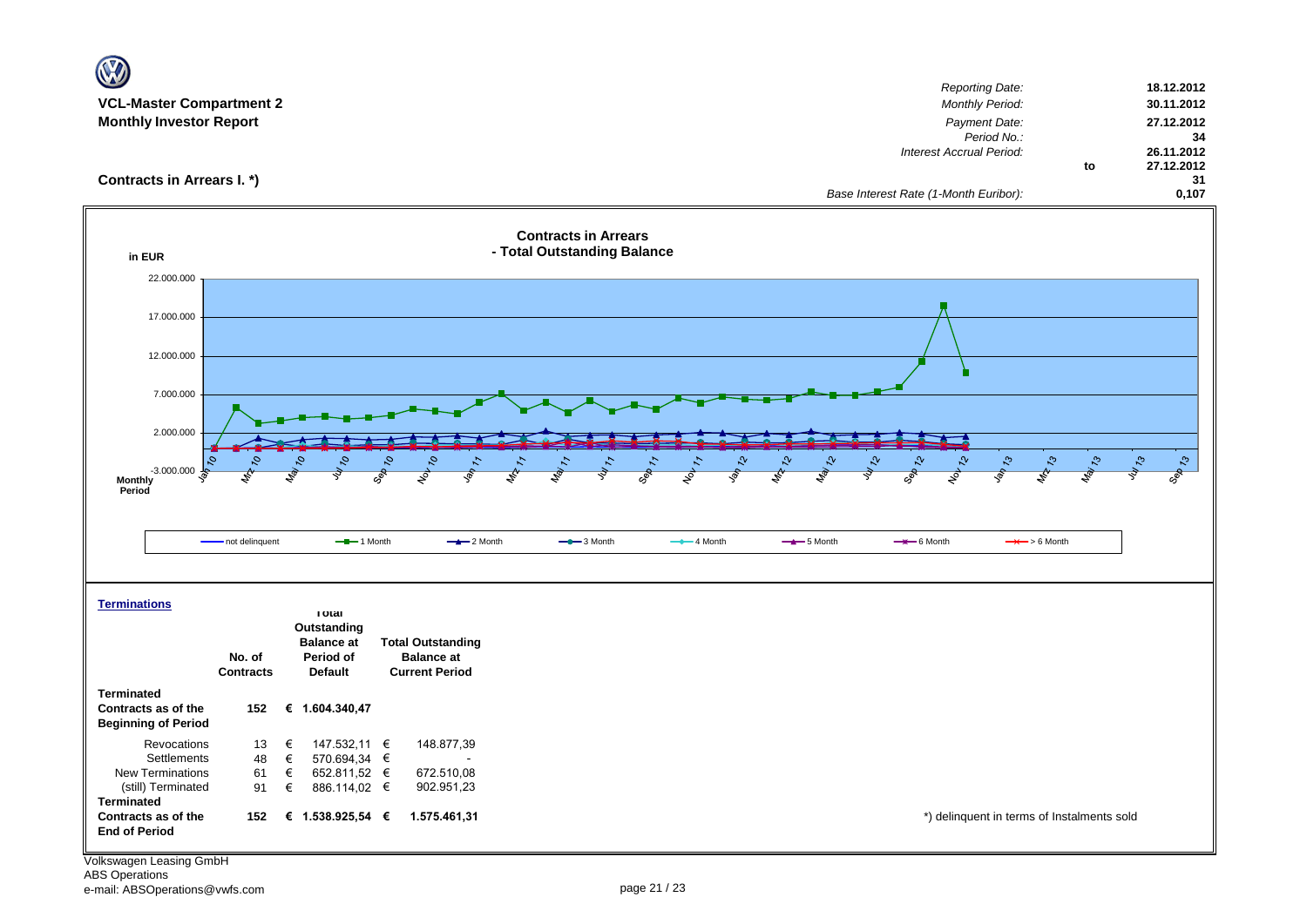**VCL-Master Compartment 2**
**Monthly Investor Report**

| | | |
|---|---|---|
| *Reporting Date:* | | **18.12.2012** |
| *Monthly Period:* | | **30.11.2012** |
| *Payment Date:* | | **27.12.2012** |
| *Period No.:* | | **34** |
| *Interest Accrual Period:* | | **26.11.2012** |
| | **to** | **27.12.2012** |
| | | **31** |
| *Base Interest Rate (1-Month Euribor):* | | **0,107** |

## Contracts in Arrears I. *)

**Contracts in Arrears - Total Outstanding Balance**

in EUR

Monthly Period

Legend: not delinquent, 1 Month, 2 Month, 3 Month, 4 Month, 5 Month, 6 Month, > 6 Month

## Terminations

| | No. of Contracts | Total Outstanding Balance at Period of Default | Total Outstanding Balance at Current Period |
|---|---|---|---|
| **Terminated Contracts as of the Beginning of Period** | **152** | **€ 1.604.340,47** | |
| Revocations | 13 | € 147.532,11 | € 148.877,39 |
| Settlements | 48 | € 570.694,34 | € - |
| New Terminations | 61 | € 652.811,52 | € 672.510,08 |
| (still) Terminated | 91 | € 886.114,02 | € 902.951,23 |
| **Terminated Contracts as of the End of Period** | **152** | **€ 1.538.925,54** | **€ 1.575.461,31** |

*) delinquent in terms of Instalments sold

Volkswagen Leasing GmbH
ABS Operations
e-mail: ABSOperations@vwfs.com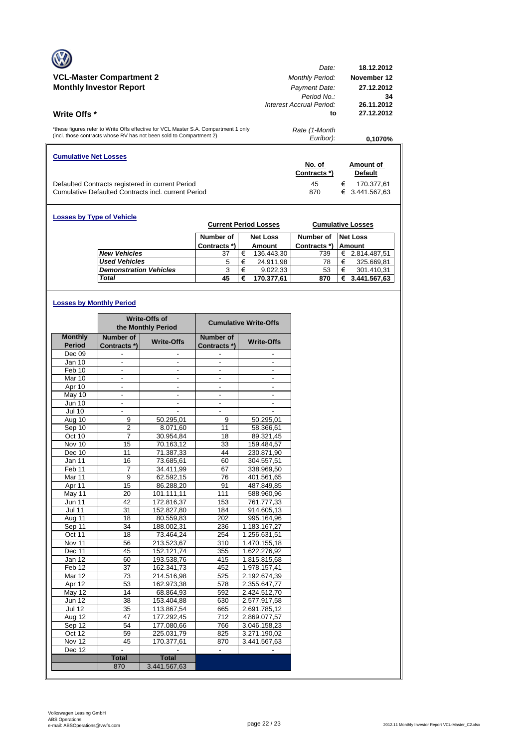# VCL-Master Compartment 2
## Monthly Investor Report

| | |
|---|---|
| *Date:* | **18.12.2012** |
| *Monthly Period:* | **November 12** |
| *Payment Date:* | **27.12.2012** |
| *Period No.:* | **34** |
| *Interest Accrual Period:* | **26.11.2012** |
| **to** | **27.12.2012** |
| *Rate (1-Month Euribor):* | **0,1070%** |

## Write Offs *

*these figures refer to Write Offs effective for VCL Master S.A. Compartment 1 only (incl. those contracts whose RV has not been sold to Compartment 2)

### Cumulative Net Losses

| | No. of Contracts *) | Amount of Default |
|---|---|---|
| Defaulted Contracts registered in current Period | 45 | € 170.377,61 |
| Cumulative Defaulted Contracts incl. current Period | 870 | € 3.441.567,63 |

### Losses by Type of Vehicle

| | Current Period Losses | | Cumulative Losses | |
|---|---|---|---|---|
| | Number of Contracts *) | Net Loss Amount | Number of Contracts *) | Net Loss Amount |
| *New Vehicles* | 37 | € 136.443,30 | 739 | € 2.814.487,51 |
| *Used Vehicles* | 5 | € 24.911,98 | 78 | € 325.669,81 |
| *Demonstration Vehicles* | 3 | € 9.022,33 | 53 | € 301.410,31 |
| *Total* | **45** | **€ 170.377,61** | **870** | **€ 3.441.567,63** |

### Losses by Monthly Period

| | Write-Offs of the Monthly Period | | Cumulative Write-Offs | |
|---|---|---|---|---|
| Monthly Period | Number of Contracts *) | Write-Offs | Number of Contracts *) | Write-Offs |
| Dec 09 | - | - | - | - |
| Jan 10 | - | - | - | - |
| Feb 10 | - | - | - | - |
| Mar 10 | - | - | - | - |
| Apr 10 | - | - | - | - |
| May 10 | - | - | - | - |
| Jun 10 | - | - | - | - |
| Jul 10 | - | - | - | - |
| Aug 10 | 9 | 50.295,01 | 9 | 50.295,01 |
| Sep 10 | 2 | 8.071,60 | 11 | 58.366,61 |
| Oct 10 | 7 | 30.954,84 | 18 | 89.321,45 |
| Nov 10 | 15 | 70.163,12 | 33 | 159.484,57 |
| Dec 10 | 11 | 71.387,33 | 44 | 230.871,90 |
| Jan 11 | 16 | 73.685,61 | 60 | 304.557,51 |
| Feb 11 | 7 | 34.411,99 | 67 | 338.969,50 |
| Mar 11 | 9 | 62.592,15 | 76 | 401.561,65 |
| Apr 11 | 15 | 86.288,20 | 91 | 487.849,85 |
| May 11 | 20 | 101.111,11 | 111 | 588.960,96 |
| Jun 11 | 42 | 172.816,37 | 153 | 761.777,33 |
| Jul 11 | 31 | 152.827,80 | 184 | 914.605,13 |
| Aug 11 | 18 | 80.559,83 | 202 | 995.164,96 |
| Sep 11 | 34 | 188.002,31 | 236 | 1.183.167,27 |
| Oct 11 | 18 | 73.464,24 | 254 | 1.256.631,51 |
| Nov 11 | 56 | 213.523,67 | 310 | 1.470.155,18 |
| Dec 11 | 45 | 152.121,74 | 355 | 1.622.276,92 |
| Jan 12 | 60 | 193.538,76 | 415 | 1.815.815,68 |
| Feb 12 | 37 | 162.341,73 | 452 | 1.978.157,41 |
| Mar 12 | 73 | 214.516,98 | 525 | 2.192.674,39 |
| Apr 12 | 53 | 162.973,38 | 578 | 2.355.647,77 |
| May 12 | 14 | 68.864,93 | 592 | 2.424.512,70 |
| Jun 12 | 38 | 153.404,88 | 630 | 2.577.917,58 |
| Jul 12 | 35 | 113.867,54 | 665 | 2.691.785,12 |
| Aug 12 | 47 | 177.292,45 | 712 | 2.869.077,57 |
| Sep 12 | 54 | 177.080,66 | 766 | 3.046.158,23 |
| Oct 12 | 59 | 225.031,79 | 825 | 3.271.190,02 |
| Nov 12 | 45 | 170.377,61 | 870 | 3.441.567,63 |
| Dec 12 | - | - | - | - |
| | **Total** | **Total** | | |
| | 870 | 3.441.567,63 | | |

Volkswagen Leasing GmbH
ABS Operations
e-mail: ABSOperations@vwfs.com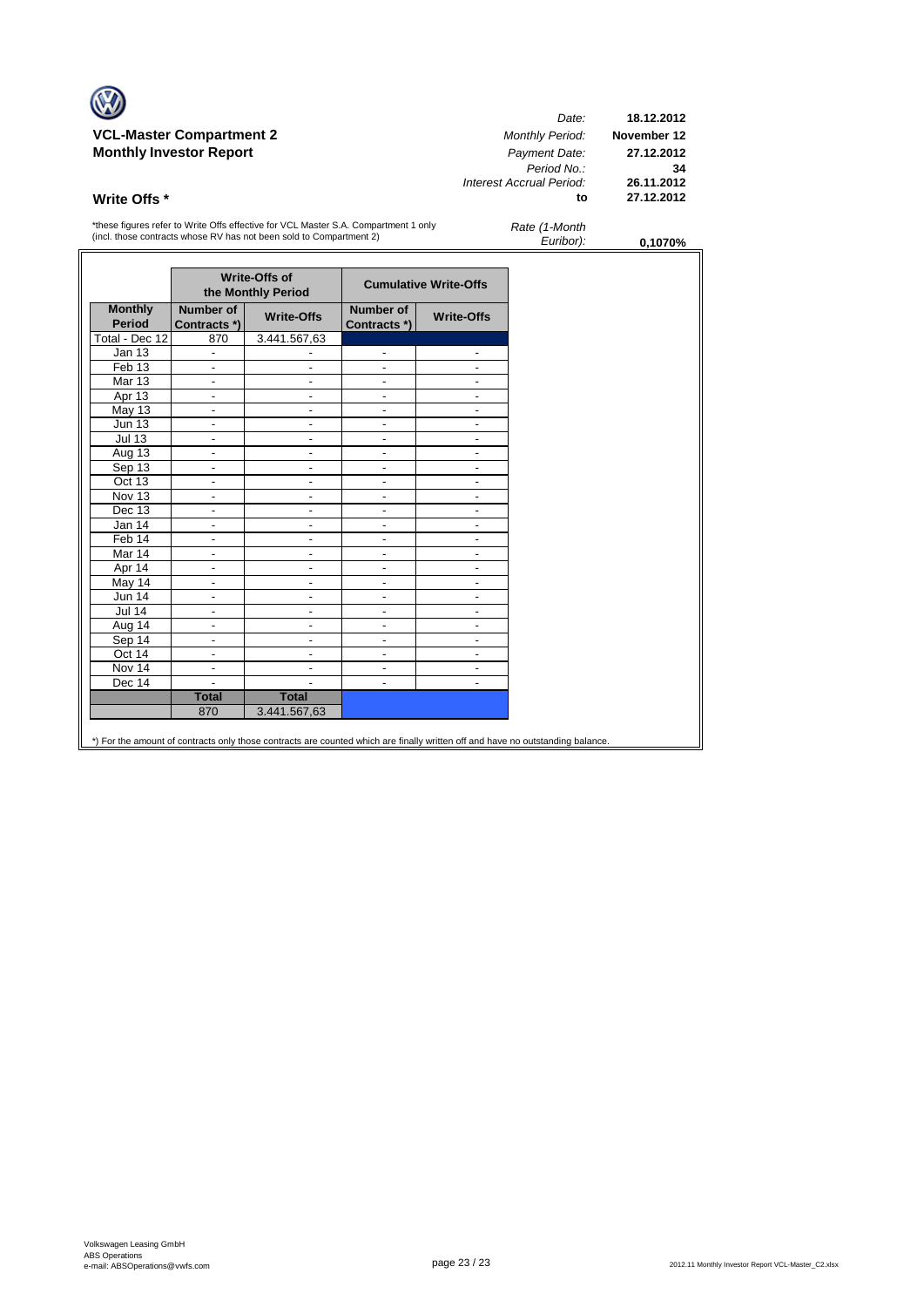**VCL-Master Compartment 2**
**Monthly Investor Report**

| | |
|---|---|
| *Date:* | **18.12.2012** |
| *Monthly Period:* | **November 12** |
| *Payment Date:* | **27.12.2012** |
| *Period No.:* | **34** |
| *Interest Accrual Period:* | **26.11.2012** |
| **to** | **27.12.2012** |
| *Rate (1-Month Euribor):* | **0,1070%** |

## Write Offs *

*these figures refer to Write Offs effective for VCL Master S.A. Compartment 1 only (incl. those contracts whose RV has not been sold to Compartment 2)

| | Write-Offs of the Monthly Period | | Cumulative Write-Offs | |
|---|---|---|---|---|
| **Monthly Period** | **Number of Contracts *)** | **Write-Offs** | **Number of Contracts *)** | **Write-Offs** |
| Total - Dec 12 | 870 | 3.441.567,63 | | |
| Jan 13 | - | - | - | - |
| Feb 13 | - | - | - | - |
| Mar 13 | - | - | - | - |
| Apr 13 | - | - | - | - |
| May 13 | - | - | - | - |
| Jun 13 | - | - | - | - |
| Jul 13 | - | - | - | - |
| Aug 13 | - | - | - | - |
| Sep 13 | - | - | - | - |
| Oct 13 | - | - | - | - |
| Nov 13 | - | - | - | - |
| Dec 13 | - | - | - | - |
| Jan 14 | - | - | - | - |
| Feb 14 | - | - | - | - |
| Mar 14 | - | - | - | - |
| Apr 14 | - | - | - | - |
| May 14 | - | - | - | - |
| Jun 14 | - | - | - | - |
| Jul 14 | - | - | - | - |
| Aug 14 | - | - | - | - |
| Sep 14 | - | - | - | - |
| Oct 14 | - | - | - | - |
| Nov 14 | - | - | - | - |
| Dec 14 | - | - | - | - |
| | **Total** | **Total** | | |
| | 870 | 3.441.567,63 | | |

*) For the amount of contracts only those contracts are counted which are finally written off and have no outstanding balance.